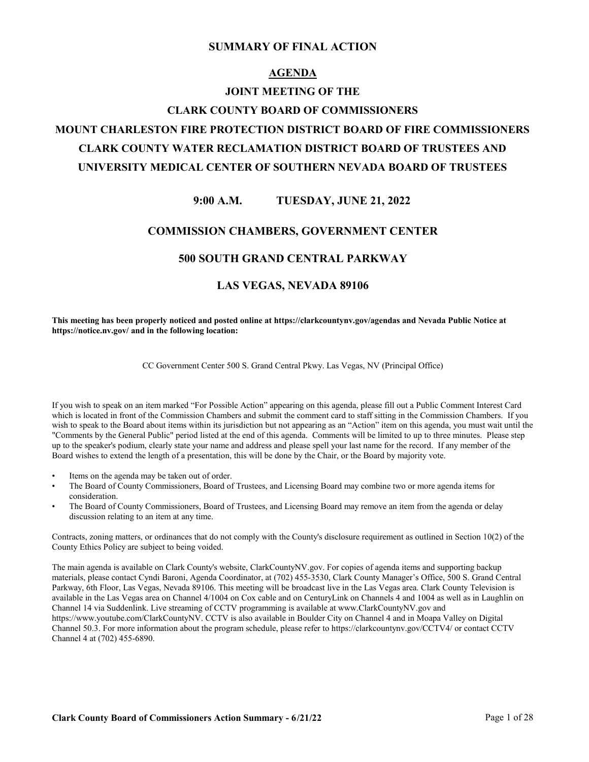# SUMMARY OF FINAL ACTION

## AGENDA

## JOINT MEETING OF THE
## CLARK COUNTY BOARD OF COMMISSIONERS
## MOUNT CHARLESTON FIRE PROTECTION DISTRICT BOARD OF FIRE COMMISSIONERS
## CLARK COUNTY WATER RECLAMATION DISTRICT BOARD OF TRUSTEES AND
## UNIVERSITY MEDICAL CENTER OF SOUTHERN NEVADA BOARD OF TRUSTEES

### 9:00 A.M. TUESDAY, JUNE 21, 2022

### COMMISSION CHAMBERS, GOVERNMENT CENTER

### 500 SOUTH GRAND CENTRAL PARKWAY

### LAS VEGAS, NEVADA 89106

**This meeting has been properly noticed and posted online at https://clarkcountynv.gov/agendas and Nevada Public Notice at https://notice.nv.gov/ and in the following location:**

CC Government Center 500 S. Grand Central Pkwy. Las Vegas, NV (Principal Office)

If you wish to speak on an item marked "For Possible Action" appearing on this agenda, please fill out a Public Comment Interest Card which is located in front of the Commission Chambers and submit the comment card to staff sitting in the Commission Chambers. If you wish to speak to the Board about items within its jurisdiction but not appearing as an "Action" item on this agenda, you must wait until the "Comments by the General Public" period listed at the end of this agenda. Comments will be limited to up to three minutes. Please step up to the speaker's podium, clearly state your name and address and please spell your last name for the record. If any member of the Board wishes to extend the length of a presentation, this will be done by the Chair, or the Board by majority vote.

- Items on the agenda may be taken out of order.
- The Board of County Commissioners, Board of Trustees, and Licensing Board may combine two or more agenda items for consideration.
- The Board of County Commissioners, Board of Trustees, and Licensing Board may remove an item from the agenda or delay discussion relating to an item at any time.

Contracts, zoning matters, or ordinances that do not comply with the County's disclosure requirement as outlined in Section 10(2) of the County Ethics Policy are subject to being voided.

The main agenda is available on Clark County's website, ClarkCountyNV.gov. For copies of agenda items and supporting backup materials, please contact Cyndi Baroni, Agenda Coordinator, at (702) 455-3530, Clark County Manager's Office, 500 S. Grand Central Parkway, 6th Floor, Las Vegas, Nevada 89106. This meeting will be broadcast live in the Las Vegas area. Clark County Television is available in the Las Vegas area on Channel 4/1004 on Cox cable and on CenturyLink on Channels 4 and 1004 as well as in Laughlin on Channel 14 via Suddenlink. Live streaming of CCTV programming is available at www.ClarkCountyNV.gov and https://www.youtube.com/ClarkCountyNV. CCTV is also available in Boulder City on Channel 4 and in Moapa Valley on Digital Channel 50.3. For more information about the program schedule, please refer to https://clarkcountynv.gov/CCTV4/ or contact CCTV Channel 4 at (702) 455-6890.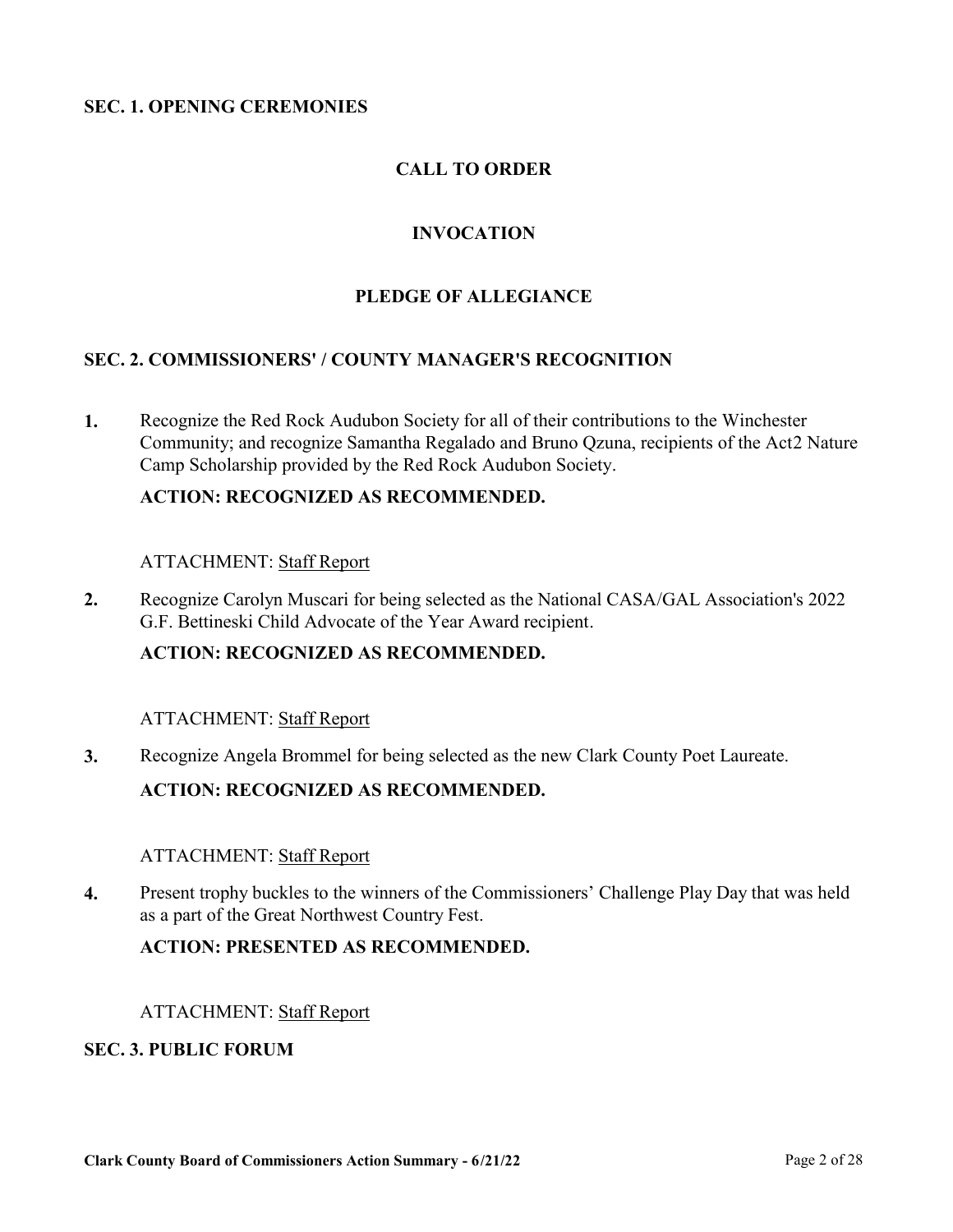## SEC. 1. OPENING CEREMONIES

### CALL TO ORDER

### INVOCATION

### PLEDGE OF ALLEGIANCE

## SEC. 2. COMMISSIONERS' / COUNTY MANAGER'S RECOGNITION

**1.** Recognize the Red Rock Audubon Society for all of their contributions to the Winchester Community; and recognize Samantha Regalado and Bruno Qzuna, recipients of the Act2 Nature Camp Scholarship provided by the Red Rock Audubon Society.

**ACTION: RECOGNIZED AS RECOMMENDED.**

ATTACHMENT: Staff Report

**2.** Recognize Carolyn Muscari for being selected as the National CASA/GAL Association's 2022 G.F. Bettineski Child Advocate of the Year Award recipient.

**ACTION: RECOGNIZED AS RECOMMENDED.**

ATTACHMENT: Staff Report

**3.** Recognize Angela Brommel for being selected as the new Clark County Poet Laureate.

**ACTION: RECOGNIZED AS RECOMMENDED.**

ATTACHMENT: Staff Report

**4.** Present trophy buckles to the winners of the Commissioners' Challenge Play Day that was held as a part of the Great Northwest Country Fest.

**ACTION: PRESENTED AS RECOMMENDED.**

ATTACHMENT: Staff Report

## SEC. 3. PUBLIC FORUM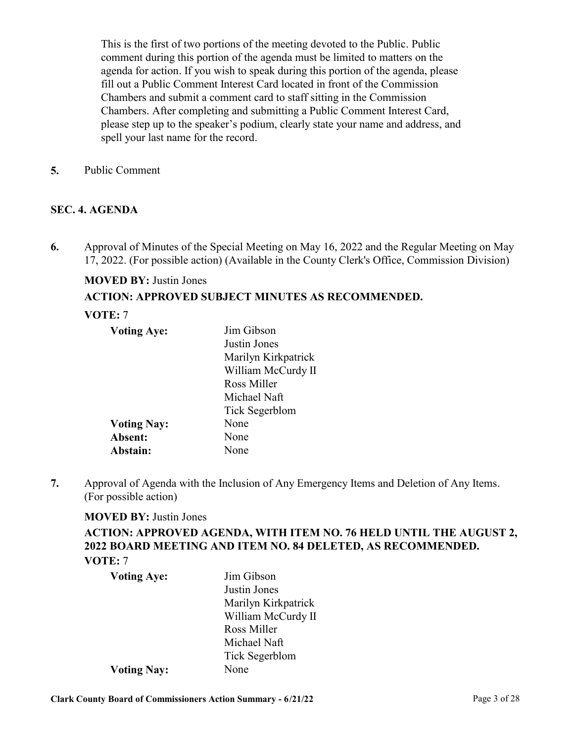This is the first of two portions of the meeting devoted to the Public. Public comment during this portion of the agenda must be limited to matters on the agenda for action. If you wish to speak during this portion of the agenda, please fill out a Public Comment Interest Card located in front of the Commission Chambers and submit a comment card to staff sitting in the Commission Chambers. After completing and submitting a Public Comment Interest Card, please step up to the speaker's podium, clearly state your name and address, and spell your last name for the record.

**5.** Public Comment

## SEC. 4. AGENDA

**6.** Approval of Minutes of the Special Meeting on May 16, 2022 and the Regular Meeting on May 17, 2022. (For possible action) (Available in the County Clerk's Office, Commission Division)

**MOVED BY:** Justin Jones

**ACTION: APPROVED SUBJECT MINUTES AS RECOMMENDED.**

**VOTE:** 7

| | |
|---|---|
| **Voting Aye:** | Jim Gibson<br>Justin Jones<br>Marilyn Kirkpatrick<br>William McCurdy II<br>Ross Miller<br>Michael Naft<br>Tick Segerblom |
| **Voting Nay:** | None |
| **Absent:** | None |
| **Abstain:** | None |

**7.** Approval of Agenda with the Inclusion of Any Emergency Items and Deletion of Any Items. (For possible action)

**MOVED BY:** Justin Jones

**ACTION: APPROVED AGENDA, WITH ITEM NO. 76 HELD UNTIL THE AUGUST 2, 2022 BOARD MEETING AND ITEM NO. 84 DELETED, AS RECOMMENDED.**

**VOTE:** 7

| | |
|---|---|
| **Voting Aye:** | Jim Gibson<br>Justin Jones<br>Marilyn Kirkpatrick<br>William McCurdy II<br>Ross Miller<br>Michael Naft<br>Tick Segerblom |
| **Voting Nay:** | None |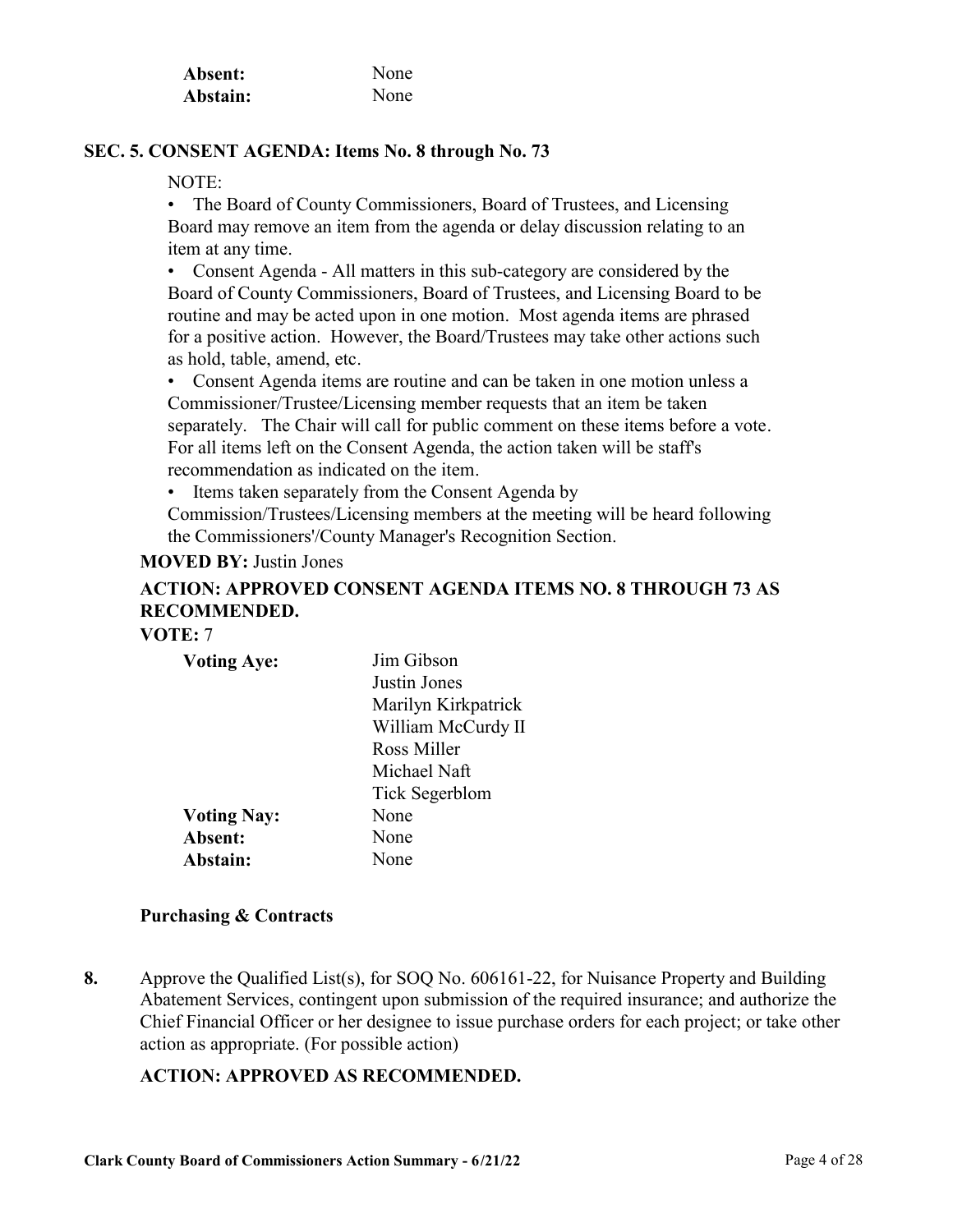**Absent:** None
**Abstain:** None

### SEC. 5. CONSENT AGENDA: Items No. 8 through No. 73

NOTE:

- The Board of County Commissioners, Board of Trustees, and Licensing Board may remove an item from the agenda or delay discussion relating to an item at any time.
- Consent Agenda - All matters in this sub-category are considered by the Board of County Commissioners, Board of Trustees, and Licensing Board to be routine and may be acted upon in one motion. Most agenda items are phrased for a positive action. However, the Board/Trustees may take other actions such as hold, table, amend, etc.
- Consent Agenda items are routine and can be taken in one motion unless a Commissioner/Trustee/Licensing member requests that an item be taken separately. The Chair will call for public comment on these items before a vote. For all items left on the Consent Agenda, the action taken will be staff's recommendation as indicated on the item.
- Items taken separately from the Consent Agenda by Commission/Trustees/Licensing members at the meeting will be heard following the Commissioners'/County Manager's Recognition Section.

**MOVED BY:** Justin Jones

**ACTION: APPROVED CONSENT AGENDA ITEMS NO. 8 THROUGH 73 AS RECOMMENDED.**

**VOTE:** 7

**Voting Aye:** Jim Gibson, Justin Jones, Marilyn Kirkpatrick, William McCurdy II, Ross Miller, Michael Naft, Tick Segerblom
**Voting Nay:** None
**Absent:** None
**Abstain:** None

#### Purchasing & Contracts

**8.** Approve the Qualified List(s), for SOQ No. 606161-22, for Nuisance Property and Building Abatement Services, contingent upon submission of the required insurance; and authorize the Chief Financial Officer or her designee to issue purchase orders for each project; or take other action as appropriate. (For possible action)

**ACTION: APPROVED AS RECOMMENDED.**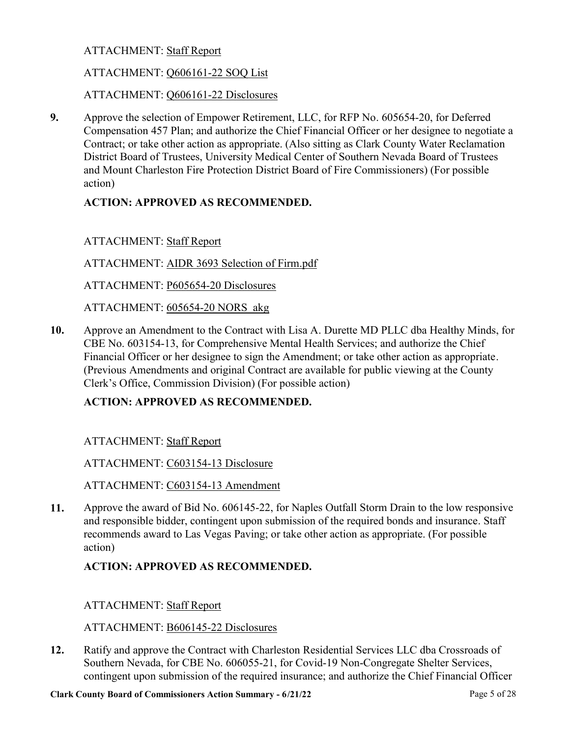ATTACHMENT: Staff Report

ATTACHMENT: Q606161-22 SOQ List

ATTACHMENT: Q606161-22 Disclosures

**9.** Approve the selection of Empower Retirement, LLC, for RFP No. 605654-20, for Deferred Compensation 457 Plan; and authorize the Chief Financial Officer or her designee to negotiate a Contract; or take other action as appropriate. (Also sitting as Clark County Water Reclamation District Board of Trustees, University Medical Center of Southern Nevada Board of Trustees and Mount Charleston Fire Protection District Board of Fire Commissioners) (For possible action)

**ACTION: APPROVED AS RECOMMENDED.**

ATTACHMENT: Staff Report

ATTACHMENT: AIDR 3693 Selection of Firm.pdf

ATTACHMENT: P605654-20 Disclosures

ATTACHMENT: 605654-20 NORS akg

**10.** Approve an Amendment to the Contract with Lisa A. Durette MD PLLC dba Healthy Minds, for CBE No. 603154-13, for Comprehensive Mental Health Services; and authorize the Chief Financial Officer or her designee to sign the Amendment; or take other action as appropriate. (Previous Amendments and original Contract are available for public viewing at the County Clerk's Office, Commission Division) (For possible action)

**ACTION: APPROVED AS RECOMMENDED.**

ATTACHMENT: Staff Report

ATTACHMENT: C603154-13 Disclosure

ATTACHMENT: C603154-13 Amendment

**11.** Approve the award of Bid No. 606145-22, for Naples Outfall Storm Drain to the low responsive and responsible bidder, contingent upon submission of the required bonds and insurance. Staff recommends award to Las Vegas Paving; or take other action as appropriate. (For possible action)

**ACTION: APPROVED AS RECOMMENDED.**

ATTACHMENT: Staff Report

ATTACHMENT: B606145-22 Disclosures

**12.** Ratify and approve the Contract with Charleston Residential Services LLC dba Crossroads of Southern Nevada, for CBE No. 606055-21, for Covid-19 Non-Congregate Shelter Services, contingent upon submission of the required insurance; and authorize the Chief Financial Officer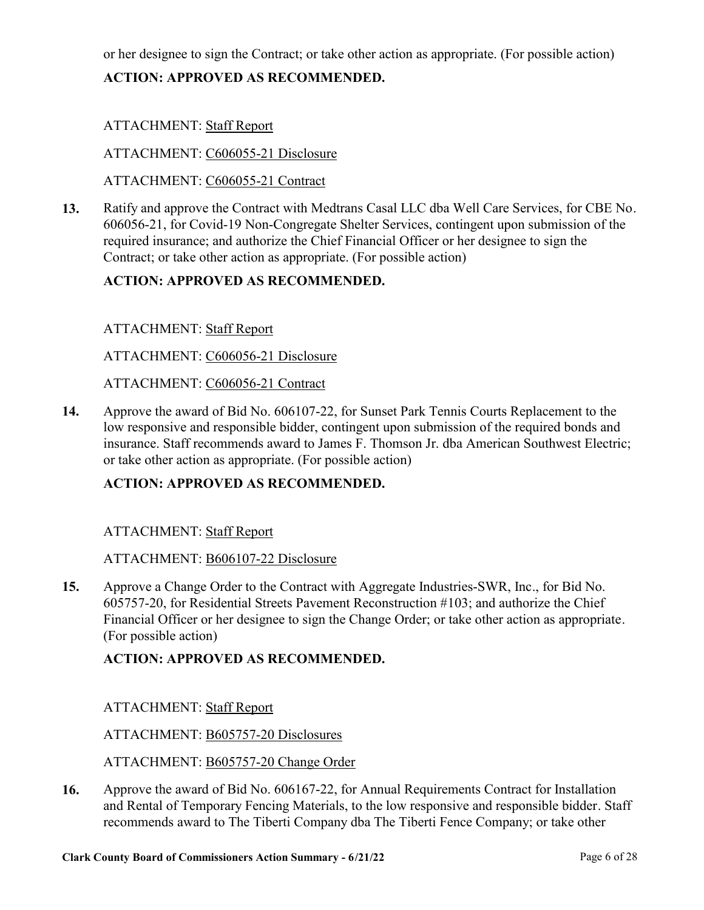or her designee to sign the Contract; or take other action as appropriate. (For possible action)

**ACTION: APPROVED AS RECOMMENDED.**

ATTACHMENT: Staff Report

ATTACHMENT: C606055-21 Disclosure

ATTACHMENT: C606055-21 Contract

**13.** Ratify and approve the Contract with Medtrans Casal LLC dba Well Care Services, for CBE No. 606056-21, for Covid-19 Non-Congregate Shelter Services, contingent upon submission of the required insurance; and authorize the Chief Financial Officer or her designee to sign the Contract; or take other action as appropriate. (For possible action)

**ACTION: APPROVED AS RECOMMENDED.**

ATTACHMENT: Staff Report

ATTACHMENT: C606056-21 Disclosure

ATTACHMENT: C606056-21 Contract

**14.** Approve the award of Bid No. 606107-22, for Sunset Park Tennis Courts Replacement to the low responsive and responsible bidder, contingent upon submission of the required bonds and insurance. Staff recommends award to James F. Thomson Jr. dba American Southwest Electric; or take other action as appropriate. (For possible action)

**ACTION: APPROVED AS RECOMMENDED.**

ATTACHMENT: Staff Report

ATTACHMENT: B606107-22 Disclosure

**15.** Approve a Change Order to the Contract with Aggregate Industries-SWR, Inc., for Bid No. 605757-20, for Residential Streets Pavement Reconstruction #103; and authorize the Chief Financial Officer or her designee to sign the Change Order; or take other action as appropriate. (For possible action)

**ACTION: APPROVED AS RECOMMENDED.**

ATTACHMENT: Staff Report

ATTACHMENT: B605757-20 Disclosures

ATTACHMENT: B605757-20 Change Order

**16.** Approve the award of Bid No. 606167-22, for Annual Requirements Contract for Installation and Rental of Temporary Fencing Materials, to the low responsive and responsible bidder. Staff recommends award to The Tiberti Company dba The Tiberti Fence Company; or take other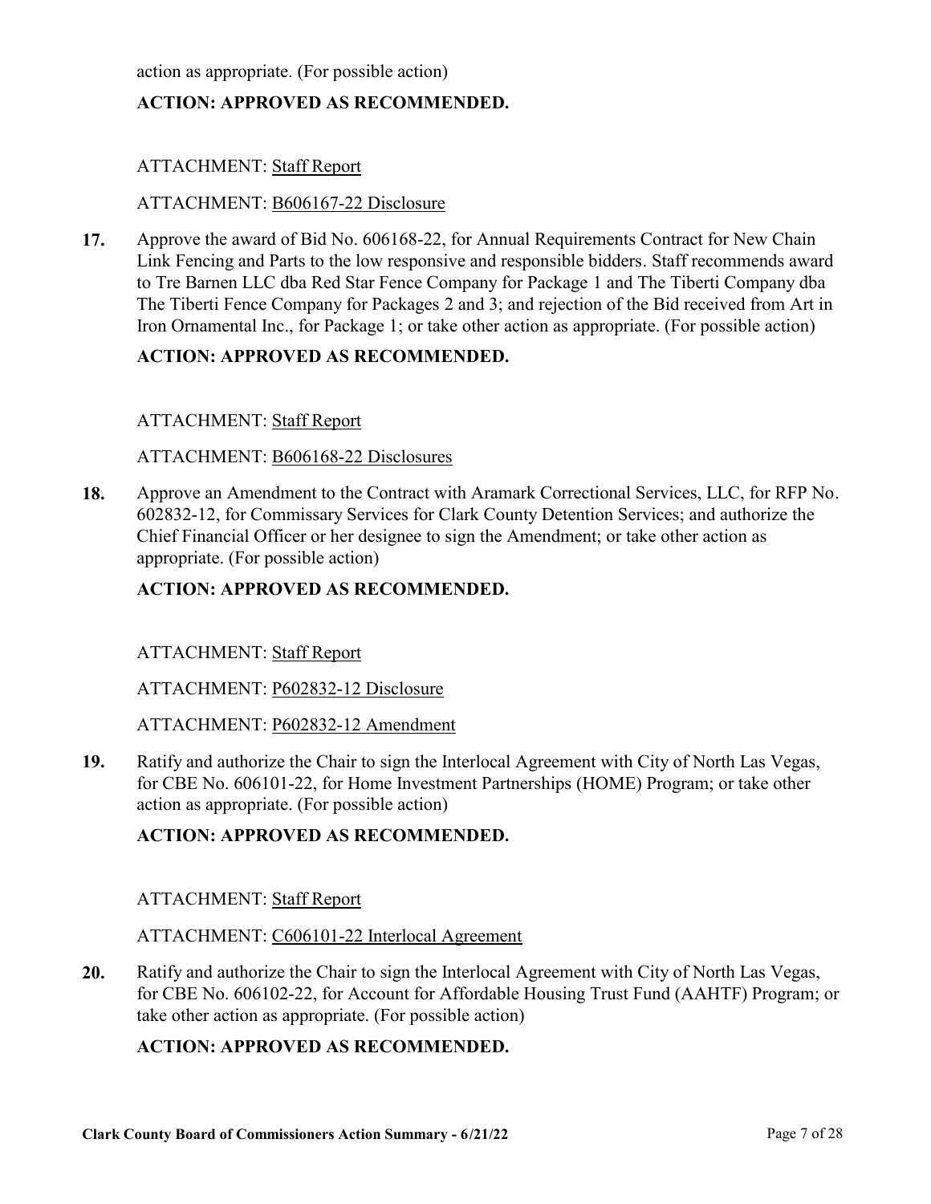action as appropriate. (For possible action)

**ACTION: APPROVED AS RECOMMENDED.**

ATTACHMENT: Staff Report

ATTACHMENT: B606167-22 Disclosure

**17.** Approve the award of Bid No. 606168-22, for Annual Requirements Contract for New Chain Link Fencing and Parts to the low responsive and responsible bidders. Staff recommends award to Tre Barnen LLC dba Red Star Fence Company for Package 1 and The Tiberti Company dba The Tiberti Fence Company for Packages 2 and 3; and rejection of the Bid received from Art in Iron Ornamental Inc., for Package 1; or take other action as appropriate. (For possible action)

**ACTION: APPROVED AS RECOMMENDED.**

ATTACHMENT: Staff Report

ATTACHMENT: B606168-22 Disclosures

**18.** Approve an Amendment to the Contract with Aramark Correctional Services, LLC, for RFP No. 602832-12, for Commissary Services for Clark County Detention Services; and authorize the Chief Financial Officer or her designee to sign the Amendment; or take other action as appropriate. (For possible action)

**ACTION: APPROVED AS RECOMMENDED.**

ATTACHMENT: Staff Report

ATTACHMENT: P602832-12 Disclosure

ATTACHMENT: P602832-12 Amendment

**19.** Ratify and authorize the Chair to sign the Interlocal Agreement with City of North Las Vegas, for CBE No. 606101-22, for Home Investment Partnerships (HOME) Program; or take other action as appropriate. (For possible action)

**ACTION: APPROVED AS RECOMMENDED.**

ATTACHMENT: Staff Report

ATTACHMENT: C606101-22 Interlocal Agreement

**20.** Ratify and authorize the Chair to sign the Interlocal Agreement with City of North Las Vegas, for CBE No. 606102-22, for Account for Affordable Housing Trust Fund (AAHTF) Program; or take other action as appropriate. (For possible action)

**ACTION: APPROVED AS RECOMMENDED.**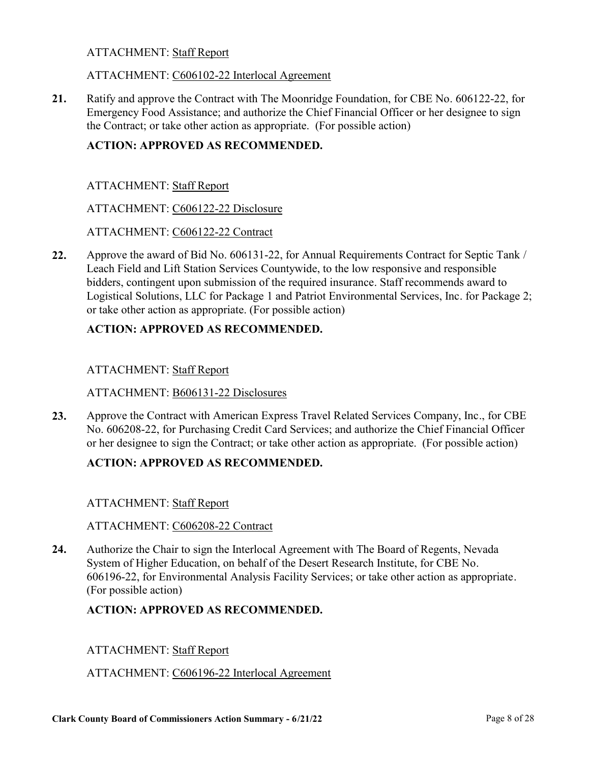ATTACHMENT: Staff Report

ATTACHMENT: C606102-22 Interlocal Agreement

**21.** Ratify and approve the Contract with The Moonridge Foundation, for CBE No. 606122-22, for Emergency Food Assistance; and authorize the Chief Financial Officer or her designee to sign the Contract; or take other action as appropriate. (For possible action)

**ACTION: APPROVED AS RECOMMENDED.**

ATTACHMENT: Staff Report

ATTACHMENT: C606122-22 Disclosure

ATTACHMENT: C606122-22 Contract

**22.** Approve the award of Bid No. 606131-22, for Annual Requirements Contract for Septic Tank / Leach Field and Lift Station Services Countywide, to the low responsive and responsible bidders, contingent upon submission of the required insurance. Staff recommends award to Logistical Solutions, LLC for Package 1 and Patriot Environmental Services, Inc. for Package 2; or take other action as appropriate. (For possible action)

**ACTION: APPROVED AS RECOMMENDED.**

ATTACHMENT: Staff Report

ATTACHMENT: B606131-22 Disclosures

**23.** Approve the Contract with American Express Travel Related Services Company, Inc., for CBE No. 606208-22, for Purchasing Credit Card Services; and authorize the Chief Financial Officer or her designee to sign the Contract; or take other action as appropriate. (For possible action)

**ACTION: APPROVED AS RECOMMENDED.**

ATTACHMENT: Staff Report

ATTACHMENT: C606208-22 Contract

**24.** Authorize the Chair to sign the Interlocal Agreement with The Board of Regents, Nevada System of Higher Education, on behalf of the Desert Research Institute, for CBE No. 606196-22, for Environmental Analysis Facility Services; or take other action as appropriate. (For possible action)

**ACTION: APPROVED AS RECOMMENDED.**

ATTACHMENT: Staff Report

ATTACHMENT: C606196-22 Interlocal Agreement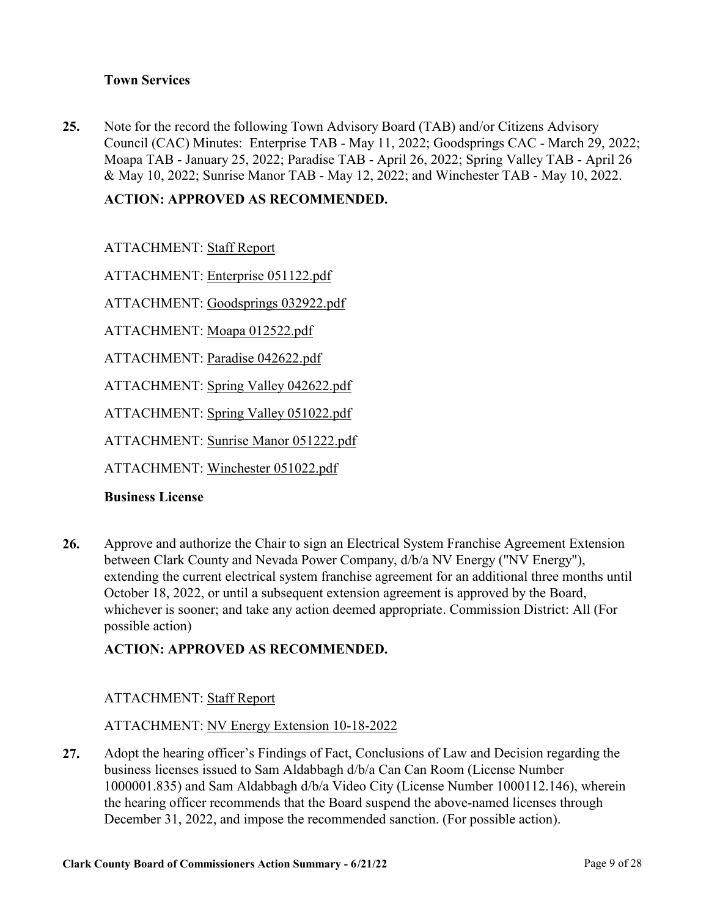**Town Services**

**25.** Note for the record the following Town Advisory Board (TAB) and/or Citizens Advisory Council (CAC) Minutes: Enterprise TAB - May 11, 2022; Goodsprings CAC - March 29, 2022; Moapa TAB - January 25, 2022; Paradise TAB - April 26, 2022; Spring Valley TAB - April 26 & May 10, 2022; Sunrise Manor TAB - May 12, 2022; and Winchester TAB - May 10, 2022.

**ACTION: APPROVED AS RECOMMENDED.**

ATTACHMENT: Staff Report

ATTACHMENT: Enterprise 051122.pdf

ATTACHMENT: Goodsprings 032922.pdf

ATTACHMENT: Moapa 012522.pdf

ATTACHMENT: Paradise 042622.pdf

ATTACHMENT: Spring Valley 042622.pdf

ATTACHMENT: Spring Valley 051022.pdf

ATTACHMENT: Sunrise Manor 051222.pdf

ATTACHMENT: Winchester 051022.pdf

**Business License**

**26.** Approve and authorize the Chair to sign an Electrical System Franchise Agreement Extension between Clark County and Nevada Power Company, d/b/a NV Energy ("NV Energy"), extending the current electrical system franchise agreement for an additional three months until October 18, 2022, or until a subsequent extension agreement is approved by the Board, whichever is sooner; and take any action deemed appropriate. Commission District: All (For possible action)

**ACTION: APPROVED AS RECOMMENDED.**

ATTACHMENT: Staff Report

ATTACHMENT: NV Energy Extension 10-18-2022

**27.** Adopt the hearing officer's Findings of Fact, Conclusions of Law and Decision regarding the business licenses issued to Sam Aldabbagh d/b/a Can Can Room (License Number 1000001.835) and Sam Aldabbagh d/b/a Video City (License Number 1000112.146), wherein the hearing officer recommends that the Board suspend the above-named licenses through December 31, 2022, and impose the recommended sanction. (For possible action).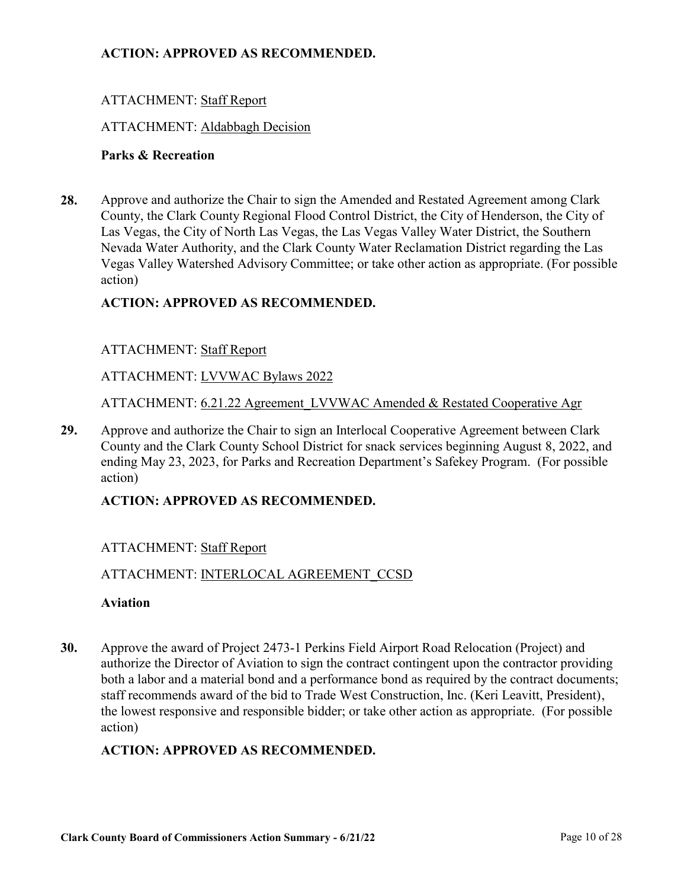**ACTION: APPROVED AS RECOMMENDED.**

ATTACHMENT: Staff Report

ATTACHMENT: Aldabbagh Decision

**Parks & Recreation**

**28.** Approve and authorize the Chair to sign the Amended and Restated Agreement among Clark County, the Clark County Regional Flood Control District, the City of Henderson, the City of Las Vegas, the City of North Las Vegas, the Las Vegas Valley Water District, the Southern Nevada Water Authority, and the Clark County Water Reclamation District regarding the Las Vegas Valley Watershed Advisory Committee; or take other action as appropriate. (For possible action)

**ACTION: APPROVED AS RECOMMENDED.**

ATTACHMENT: Staff Report

ATTACHMENT: LVVWAC Bylaws 2022

ATTACHMENT: 6.21.22 Agreement_LVVWAC Amended & Restated Cooperative Agr

**29.** Approve and authorize the Chair to sign an Interlocal Cooperative Agreement between Clark County and the Clark County School District for snack services beginning August 8, 2022, and ending May 23, 2023, for Parks and Recreation Department's Safekey Program. (For possible action)

**ACTION: APPROVED AS RECOMMENDED.**

ATTACHMENT: Staff Report

ATTACHMENT: INTERLOCAL AGREEMENT_CCSD

**Aviation**

**30.** Approve the award of Project 2473-1 Perkins Field Airport Road Relocation (Project) and authorize the Director of Aviation to sign the contract contingent upon the contractor providing both a labor and a material bond and a performance bond as required by the contract documents; staff recommends award of the bid to Trade West Construction, Inc. (Keri Leavitt, President), the lowest responsive and responsible bidder; or take other action as appropriate. (For possible action)

**ACTION: APPROVED AS RECOMMENDED.**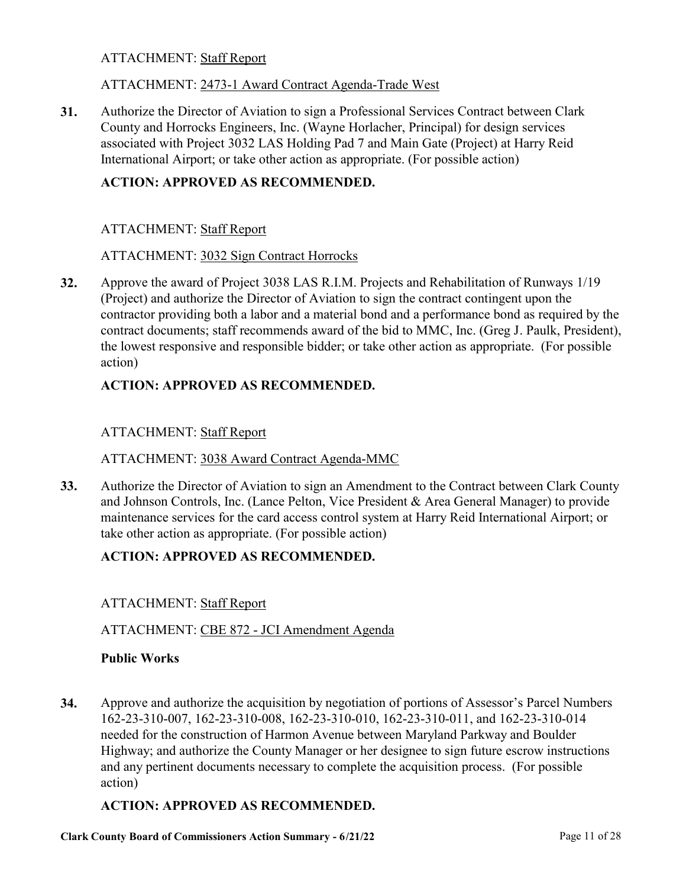ATTACHMENT: Staff Report

ATTACHMENT: 2473-1 Award Contract Agenda-Trade West

**31.** Authorize the Director of Aviation to sign a Professional Services Contract between Clark County and Horrocks Engineers, Inc. (Wayne Horlacher, Principal) for design services associated with Project 3032 LAS Holding Pad 7 and Main Gate (Project) at Harry Reid International Airport; or take other action as appropriate. (For possible action)

**ACTION: APPROVED AS RECOMMENDED.**

ATTACHMENT: Staff Report

ATTACHMENT: 3032 Sign Contract Horrocks

**32.** Approve the award of Project 3038 LAS R.I.M. Projects and Rehabilitation of Runways 1/19 (Project) and authorize the Director of Aviation to sign the contract contingent upon the contractor providing both a labor and a material bond and a performance bond as required by the contract documents; staff recommends award of the bid to MMC, Inc. (Greg J. Paulk, President), the lowest responsive and responsible bidder; or take other action as appropriate. (For possible action)

**ACTION: APPROVED AS RECOMMENDED.**

ATTACHMENT: Staff Report

ATTACHMENT: 3038 Award Contract Agenda-MMC

**33.** Authorize the Director of Aviation to sign an Amendment to the Contract between Clark County and Johnson Controls, Inc. (Lance Pelton, Vice President & Area General Manager) to provide maintenance services for the card access control system at Harry Reid International Airport; or take other action as appropriate. (For possible action)

**ACTION: APPROVED AS RECOMMENDED.**

ATTACHMENT: Staff Report

ATTACHMENT: CBE 872 - JCI Amendment Agenda

**Public Works**

**34.** Approve and authorize the acquisition by negotiation of portions of Assessor's Parcel Numbers 162-23-310-007, 162-23-310-008, 162-23-310-010, 162-23-310-011, and 162-23-310-014 needed for the construction of Harmon Avenue between Maryland Parkway and Boulder Highway; and authorize the County Manager or her designee to sign future escrow instructions and any pertinent documents necessary to complete the acquisition process. (For possible action)

**ACTION: APPROVED AS RECOMMENDED.**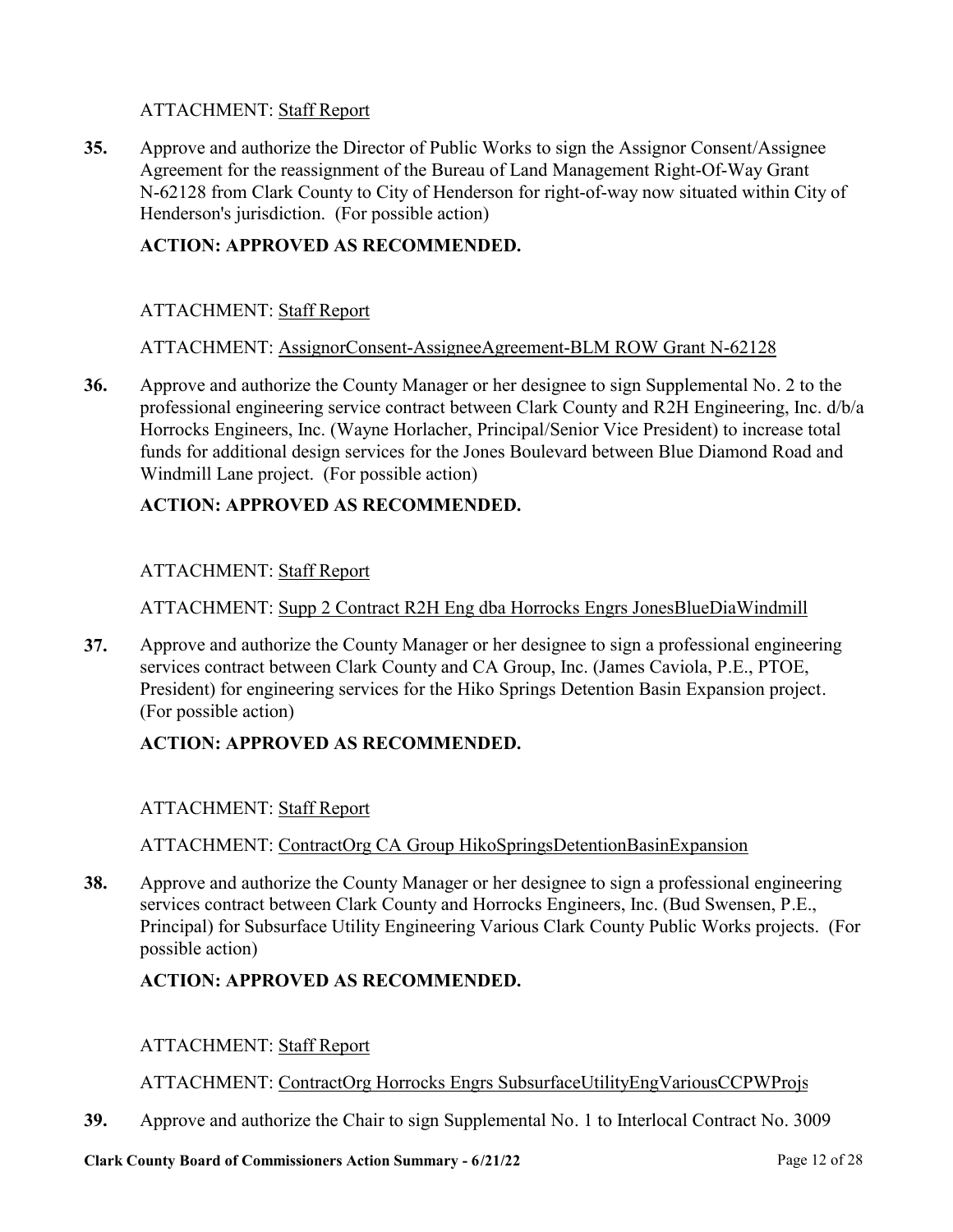ATTACHMENT: Staff Report

**35.** Approve and authorize the Director of Public Works to sign the Assignor Consent/Assignee Agreement for the reassignment of the Bureau of Land Management Right-Of-Way Grant N-62128 from Clark County to City of Henderson for right-of-way now situated within City of Henderson's jurisdiction. (For possible action)

**ACTION: APPROVED AS RECOMMENDED.**

ATTACHMENT: Staff Report

ATTACHMENT: AssignorConsent-AssigneeAgreement-BLM ROW Grant N-62128

**36.** Approve and authorize the County Manager or her designee to sign Supplemental No. 2 to the professional engineering service contract between Clark County and R2H Engineering, Inc. d/b/a Horrocks Engineers, Inc. (Wayne Horlacher, Principal/Senior Vice President) to increase total funds for additional design services for the Jones Boulevard between Blue Diamond Road and Windmill Lane project. (For possible action)

**ACTION: APPROVED AS RECOMMENDED.**

ATTACHMENT: Staff Report

ATTACHMENT: Supp 2 Contract R2H Eng dba Horrocks Engrs JonesBlueDiaWindmill

**37.** Approve and authorize the County Manager or her designee to sign a professional engineering services contract between Clark County and CA Group, Inc. (James Caviola, P.E., PTOE, President) for engineering services for the Hiko Springs Detention Basin Expansion project. (For possible action)

**ACTION: APPROVED AS RECOMMENDED.**

ATTACHMENT: Staff Report

ATTACHMENT: ContractOrg CA Group HikoSpringsDetentionBasinExpansion

**38.** Approve and authorize the County Manager or her designee to sign a professional engineering services contract between Clark County and Horrocks Engineers, Inc. (Bud Swensen, P.E., Principal) for Subsurface Utility Engineering Various Clark County Public Works projects. (For possible action)

**ACTION: APPROVED AS RECOMMENDED.**

ATTACHMENT: Staff Report

ATTACHMENT: ContractOrg Horrocks Engrs SubsurfaceUtilityEngVariousCCPWProjs

**39.** Approve and authorize the Chair to sign Supplemental No. 1 to Interlocal Contract No. 3009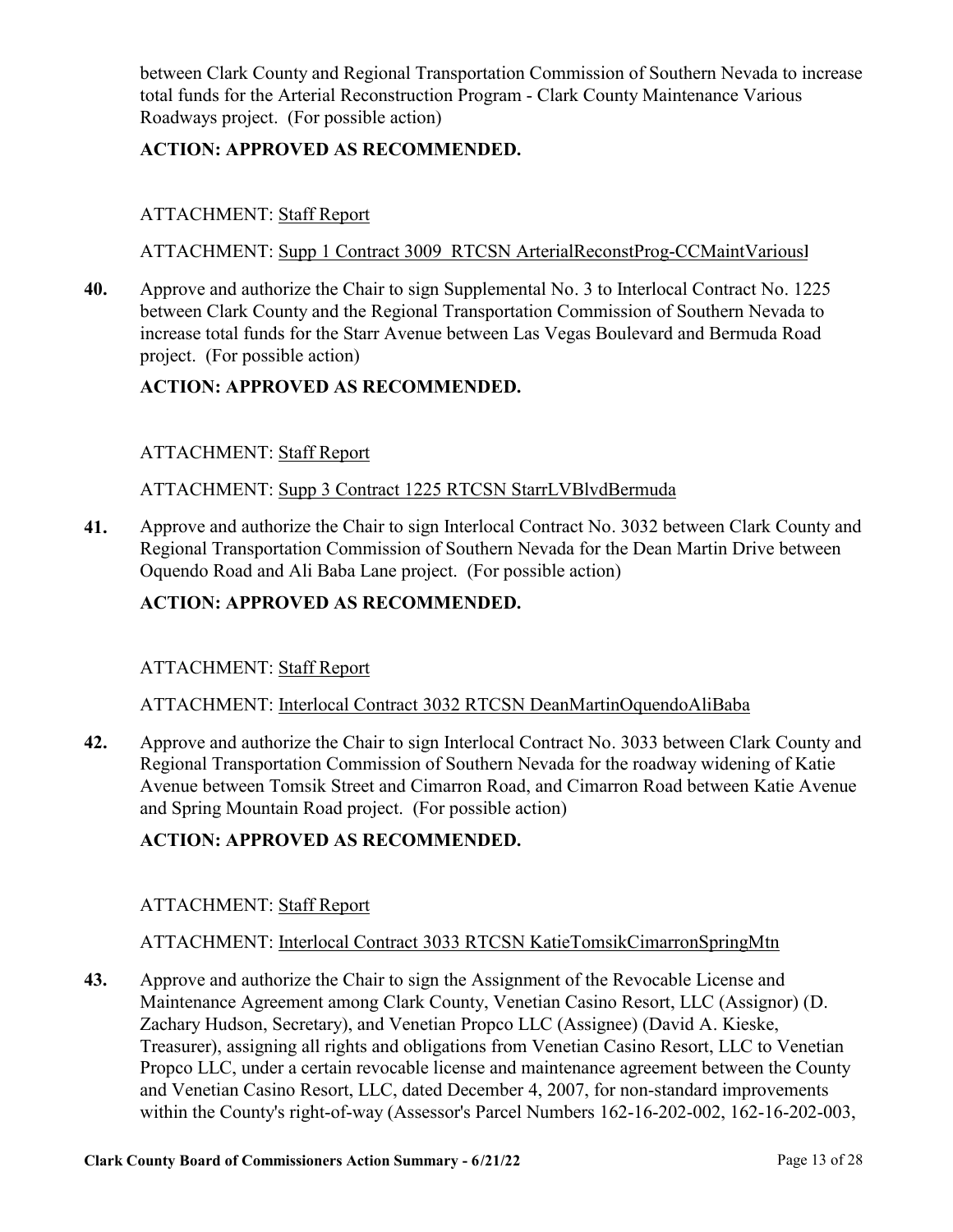between Clark County and Regional Transportation Commission of Southern Nevada to increase total funds for the Arterial Reconstruction Program - Clark County Maintenance Various Roadways project. (For possible action)

**ACTION: APPROVED AS RECOMMENDED.**

ATTACHMENT: Staff Report

ATTACHMENT: Supp 1 Contract 3009 RTCSN ArterialReconstProg-CCMaintVariousl

**40.** Approve and authorize the Chair to sign Supplemental No. 3 to Interlocal Contract No. 1225 between Clark County and the Regional Transportation Commission of Southern Nevada to increase total funds for the Starr Avenue between Las Vegas Boulevard and Bermuda Road project. (For possible action)

**ACTION: APPROVED AS RECOMMENDED.**

ATTACHMENT: Staff Report

ATTACHMENT: Supp 3 Contract 1225 RTCSN StarrLVBlvdBermuda

**41.** Approve and authorize the Chair to sign Interlocal Contract No. 3032 between Clark County and Regional Transportation Commission of Southern Nevada for the Dean Martin Drive between Oquendo Road and Ali Baba Lane project. (For possible action)

**ACTION: APPROVED AS RECOMMENDED.**

ATTACHMENT: Staff Report

ATTACHMENT: Interlocal Contract 3032 RTCSN DeanMartinOquendoAliBaba

**42.** Approve and authorize the Chair to sign Interlocal Contract No. 3033 between Clark County and Regional Transportation Commission of Southern Nevada for the roadway widening of Katie Avenue between Tomsik Street and Cimarron Road, and Cimarron Road between Katie Avenue and Spring Mountain Road project. (For possible action)

**ACTION: APPROVED AS RECOMMENDED.**

ATTACHMENT: Staff Report

ATTACHMENT: Interlocal Contract 3033 RTCSN KatieTomsikCimarronSpringMtn

**43.** Approve and authorize the Chair to sign the Assignment of the Revocable License and Maintenance Agreement among Clark County, Venetian Casino Resort, LLC (Assignor) (D. Zachary Hudson, Secretary), and Venetian Propco LLC (Assignee) (David A. Kieske, Treasurer), assigning all rights and obligations from Venetian Casino Resort, LLC to Venetian Propco LLC, under a certain revocable license and maintenance agreement between the County and Venetian Casino Resort, LLC, dated December 4, 2007, for non-standard improvements within the County's right-of-way (Assessor's Parcel Numbers 162-16-202-002, 162-16-202-003,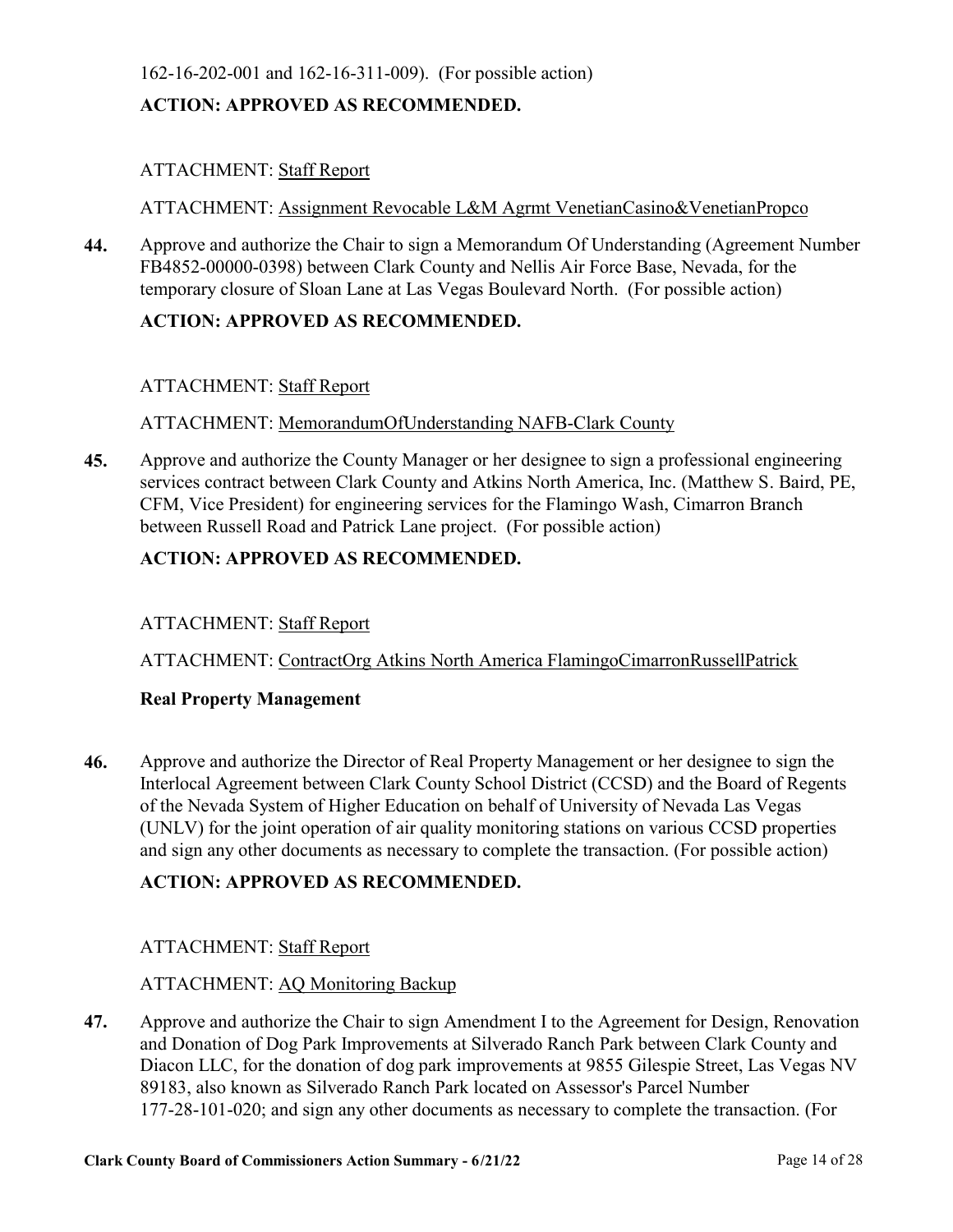162-16-202-001 and 162-16-311-009). (For possible action)

**ACTION: APPROVED AS RECOMMENDED.**

ATTACHMENT: Staff Report

ATTACHMENT: Assignment Revocable L&M Agrmt VenetianCasino&VenetianPropco

**44.** Approve and authorize the Chair to sign a Memorandum Of Understanding (Agreement Number FB4852-00000-0398) between Clark County and Nellis Air Force Base, Nevada, for the temporary closure of Sloan Lane at Las Vegas Boulevard North. (For possible action)

**ACTION: APPROVED AS RECOMMENDED.**

ATTACHMENT: Staff Report

ATTACHMENT: MemorandumOfUnderstanding NAFB-Clark County

**45.** Approve and authorize the County Manager or her designee to sign a professional engineering services contract between Clark County and Atkins North America, Inc. (Matthew S. Baird, PE, CFM, Vice President) for engineering services for the Flamingo Wash, Cimarron Branch between Russell Road and Patrick Lane project. (For possible action)

**ACTION: APPROVED AS RECOMMENDED.**

ATTACHMENT: Staff Report

ATTACHMENT: ContractOrg Atkins North America FlamingoCimarronRussellPatrick

**Real Property Management**

**46.** Approve and authorize the Director of Real Property Management or her designee to sign the Interlocal Agreement between Clark County School District (CCSD) and the Board of Regents of the Nevada System of Higher Education on behalf of University of Nevada Las Vegas (UNLV) for the joint operation of air quality monitoring stations on various CCSD properties and sign any other documents as necessary to complete the transaction. (For possible action)

**ACTION: APPROVED AS RECOMMENDED.**

ATTACHMENT: Staff Report

ATTACHMENT: AQ Monitoring Backup

**47.** Approve and authorize the Chair to sign Amendment I to the Agreement for Design, Renovation and Donation of Dog Park Improvements at Silverado Ranch Park between Clark County and Diacon LLC, for the donation of dog park improvements at 9855 Gilespie Street, Las Vegas NV 89183, also known as Silverado Ranch Park located on Assessor's Parcel Number 177-28-101-020; and sign any other documents as necessary to complete the transaction. (For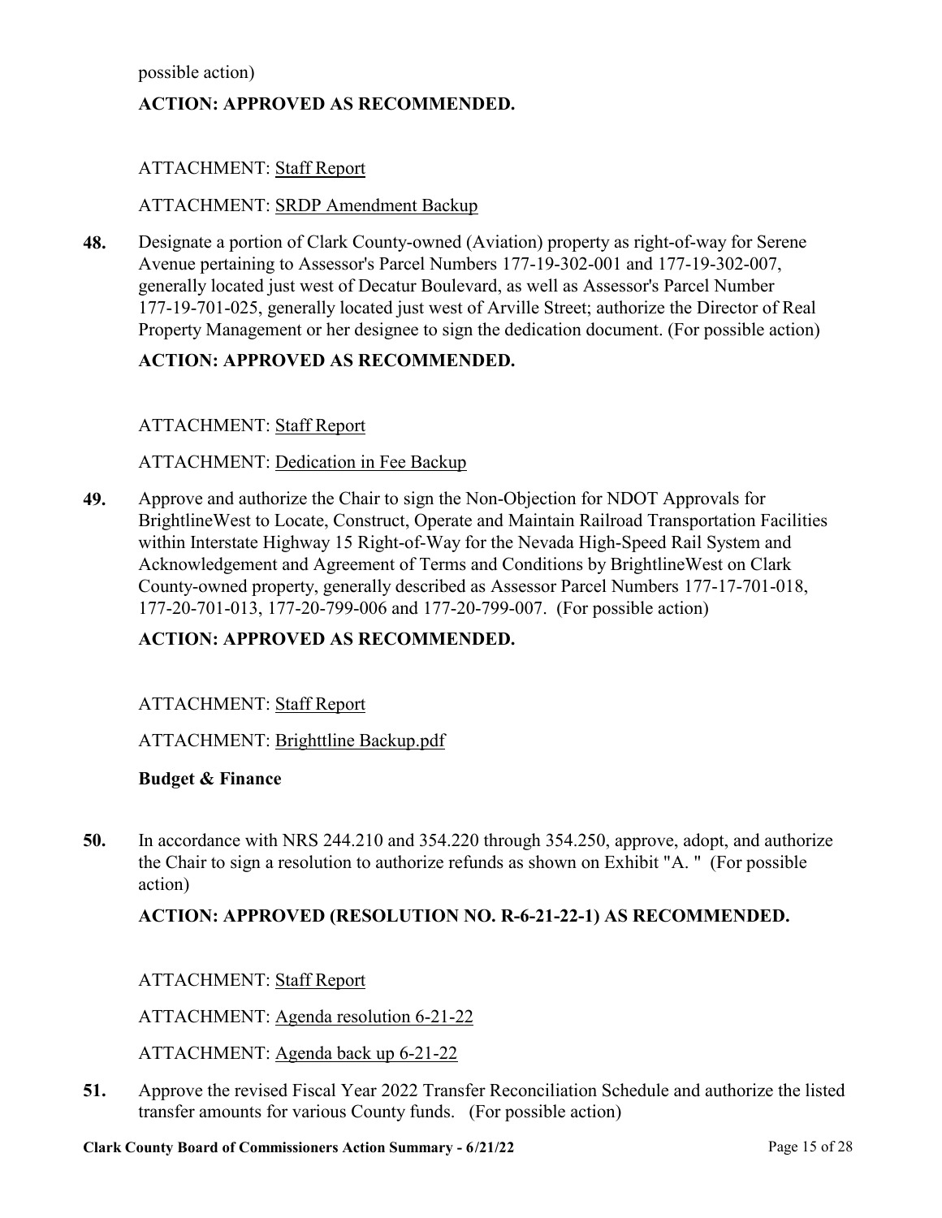possible action)

**ACTION: APPROVED AS RECOMMENDED.**

ATTACHMENT: Staff Report

ATTACHMENT: SRDP Amendment Backup

**48.** Designate a portion of Clark County-owned (Aviation) property as right-of-way for Serene Avenue pertaining to Assessor's Parcel Numbers 177-19-302-001 and 177-19-302-007, generally located just west of Decatur Boulevard, as well as Assessor's Parcel Number 177-19-701-025, generally located just west of Arville Street; authorize the Director of Real Property Management or her designee to sign the dedication document. (For possible action)

**ACTION: APPROVED AS RECOMMENDED.**

ATTACHMENT: Staff Report

ATTACHMENT: Dedication in Fee Backup

**49.** Approve and authorize the Chair to sign the Non-Objection for NDOT Approvals for BrightlineWest to Locate, Construct, Operate and Maintain Railroad Transportation Facilities within Interstate Highway 15 Right-of-Way for the Nevada High-Speed Rail System and Acknowledgement and Agreement of Terms and Conditions by BrightlineWest on Clark County-owned property, generally described as Assessor Parcel Numbers 177-17-701-018, 177-20-701-013, 177-20-799-006 and 177-20-799-007. (For possible action)

**ACTION: APPROVED AS RECOMMENDED.**

ATTACHMENT: Staff Report

ATTACHMENT: Brighttline Backup.pdf

**Budget & Finance**

**50.** In accordance with NRS 244.210 and 354.220 through 354.250, approve, adopt, and authorize the Chair to sign a resolution to authorize refunds as shown on Exhibit "A. " (For possible action)

**ACTION: APPROVED (RESOLUTION NO. R-6-21-22-1) AS RECOMMENDED.**

ATTACHMENT: Staff Report

ATTACHMENT: Agenda resolution 6-21-22

ATTACHMENT: Agenda back up 6-21-22

**51.** Approve the revised Fiscal Year 2022 Transfer Reconciliation Schedule and authorize the listed transfer amounts for various County funds. (For possible action)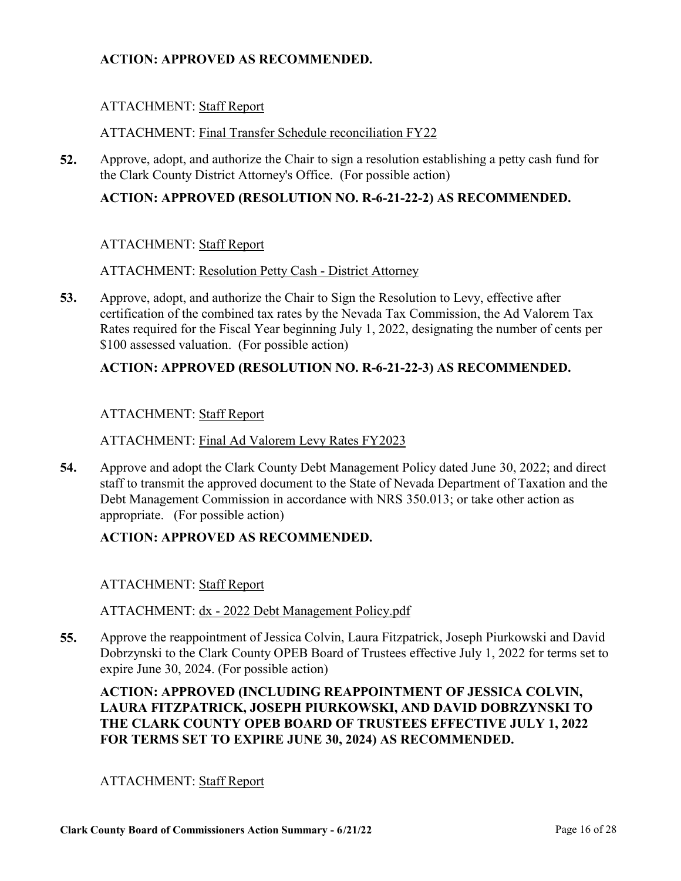**ACTION: APPROVED AS RECOMMENDED.**

ATTACHMENT: Staff Report

ATTACHMENT: Final Transfer Schedule reconciliation FY22

**52.** Approve, adopt, and authorize the Chair to sign a resolution establishing a petty cash fund for the Clark County District Attorney's Office. (For possible action)

**ACTION: APPROVED (RESOLUTION NO. R-6-21-22-2) AS RECOMMENDED.**

ATTACHMENT: Staff Report

ATTACHMENT: Resolution Petty Cash - District Attorney

**53.** Approve, adopt, and authorize the Chair to Sign the Resolution to Levy, effective after certification of the combined tax rates by the Nevada Tax Commission, the Ad Valorem Tax Rates required for the Fiscal Year beginning July 1, 2022, designating the number of cents per $100 assessed valuation. (For possible action)

**ACTION: APPROVED (RESOLUTION NO. R-6-21-22-3) AS RECOMMENDED.**

ATTACHMENT: Staff Report

ATTACHMENT: Final Ad Valorem Levy Rates FY2023

**54.** Approve and adopt the Clark County Debt Management Policy dated June 30, 2022; and direct staff to transmit the approved document to the State of Nevada Department of Taxation and the Debt Management Commission in accordance with NRS 350.013; or take other action as appropriate. (For possible action)

**ACTION: APPROVED AS RECOMMENDED.**

ATTACHMENT: Staff Report

ATTACHMENT: dx - 2022 Debt Management Policy.pdf

**55.** Approve the reappointment of Jessica Colvin, Laura Fitzpatrick, Joseph Piurkowski and David Dobrzynski to the Clark County OPEB Board of Trustees effective July 1, 2022 for terms set to expire June 30, 2024. (For possible action)

**ACTION: APPROVED (INCLUDING REAPPOINTMENT OF JESSICA COLVIN, LAURA FITZPATRICK, JOSEPH PIURKOWSKI, AND DAVID DOBRZYNSKI TO THE CLARK COUNTY OPEB BOARD OF TRUSTEES EFFECTIVE JULY 1, 2022 FOR TERMS SET TO EXPIRE JUNE 30, 2024) AS RECOMMENDED.**

ATTACHMENT: Staff Report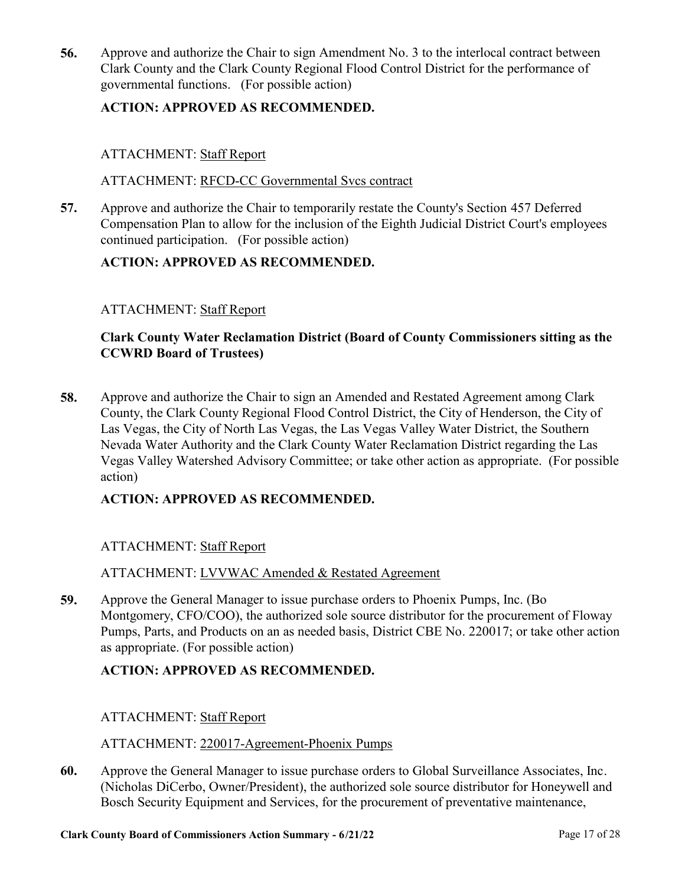**56.** Approve and authorize the Chair to sign Amendment No. 3 to the interlocal contract between Clark County and the Clark County Regional Flood Control District for the performance of governmental functions. (For possible action)

**ACTION: APPROVED AS RECOMMENDED.**

ATTACHMENT: Staff Report

ATTACHMENT: RFCD-CC Governmental Svcs contract

**57.** Approve and authorize the Chair to temporarily restate the County's Section 457 Deferred Compensation Plan to allow for the inclusion of the Eighth Judicial District Court's employees continued participation. (For possible action)

**ACTION: APPROVED AS RECOMMENDED.**

ATTACHMENT: Staff Report

**Clark County Water Reclamation District (Board of County Commissioners sitting as the CCWRD Board of Trustees)**

**58.** Approve and authorize the Chair to sign an Amended and Restated Agreement among Clark County, the Clark County Regional Flood Control District, the City of Henderson, the City of Las Vegas, the City of North Las Vegas, the Las Vegas Valley Water District, the Southern Nevada Water Authority and the Clark County Water Reclamation District regarding the Las Vegas Valley Watershed Advisory Committee; or take other action as appropriate. (For possible action)

**ACTION: APPROVED AS RECOMMENDED.**

ATTACHMENT: Staff Report

ATTACHMENT: LVVWAC Amended & Restated Agreement

**59.** Approve the General Manager to issue purchase orders to Phoenix Pumps, Inc. (Bo Montgomery, CFO/COO), the authorized sole source distributor for the procurement of Floway Pumps, Parts, and Products on an as needed basis, District CBE No. 220017; or take other action as appropriate. (For possible action)

**ACTION: APPROVED AS RECOMMENDED.**

ATTACHMENT: Staff Report

ATTACHMENT: 220017-Agreement-Phoenix Pumps

**60.** Approve the General Manager to issue purchase orders to Global Surveillance Associates, Inc. (Nicholas DiCerbo, Owner/President), the authorized sole source distributor for Honeywell and Bosch Security Equipment and Services, for the procurement of preventative maintenance,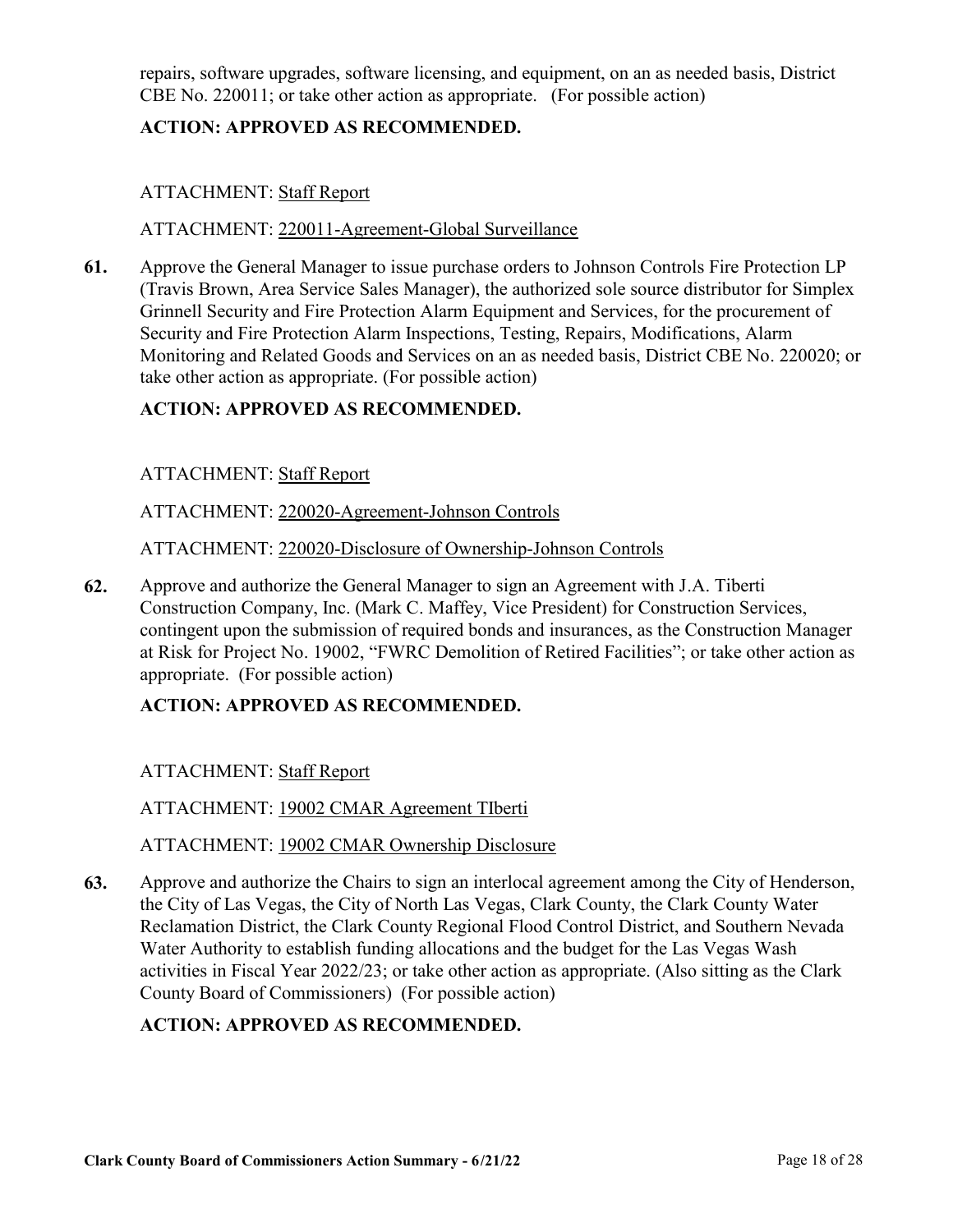repairs, software upgrades, software licensing, and equipment, on an as needed basis, District CBE No. 220011; or take other action as appropriate. (For possible action)

**ACTION: APPROVED AS RECOMMENDED.**

ATTACHMENT: Staff Report

ATTACHMENT: 220011-Agreement-Global Surveillance

**61.** Approve the General Manager to issue purchase orders to Johnson Controls Fire Protection LP (Travis Brown, Area Service Sales Manager), the authorized sole source distributor for Simplex Grinnell Security and Fire Protection Alarm Equipment and Services, for the procurement of Security and Fire Protection Alarm Inspections, Testing, Repairs, Modifications, Alarm Monitoring and Related Goods and Services on an as needed basis, District CBE No. 220020; or take other action as appropriate. (For possible action)

**ACTION: APPROVED AS RECOMMENDED.**

ATTACHMENT: Staff Report

ATTACHMENT: 220020-Agreement-Johnson Controls

ATTACHMENT: 220020-Disclosure of Ownership-Johnson Controls

**62.** Approve and authorize the General Manager to sign an Agreement with J.A. Tiberti Construction Company, Inc. (Mark C. Maffey, Vice President) for Construction Services, contingent upon the submission of required bonds and insurances, as the Construction Manager at Risk for Project No. 19002, "FWRC Demolition of Retired Facilities"; or take other action as appropriate. (For possible action)

**ACTION: APPROVED AS RECOMMENDED.**

ATTACHMENT: Staff Report

ATTACHMENT: 19002 CMAR Agreement TIberti

ATTACHMENT: 19002 CMAR Ownership Disclosure

**63.** Approve and authorize the Chairs to sign an interlocal agreement among the City of Henderson, the City of Las Vegas, the City of North Las Vegas, Clark County, the Clark County Water Reclamation District, the Clark County Regional Flood Control District, and Southern Nevada Water Authority to establish funding allocations and the budget for the Las Vegas Wash activities in Fiscal Year 2022/23; or take other action as appropriate. (Also sitting as the Clark County Board of Commissioners) (For possible action)

**ACTION: APPROVED AS RECOMMENDED.**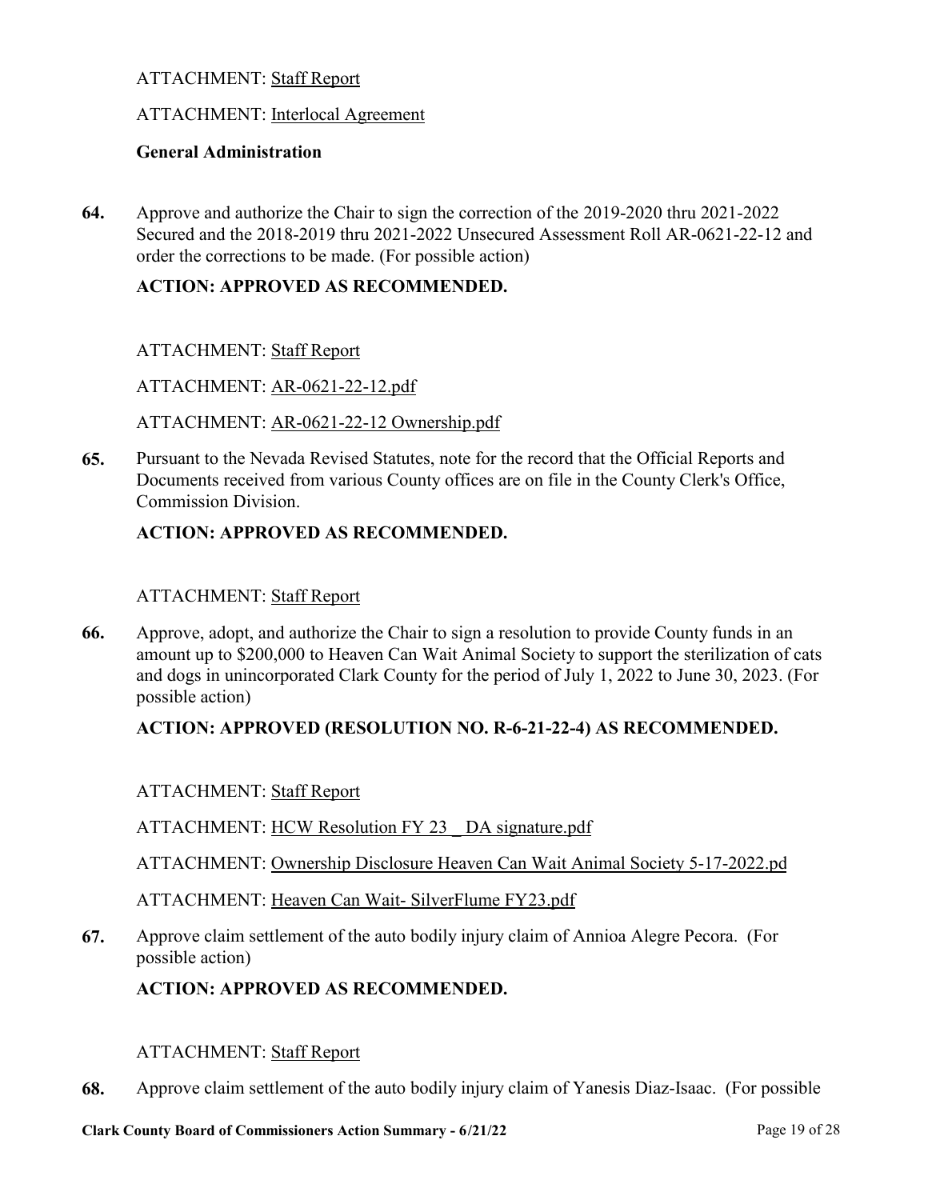ATTACHMENT: Staff Report

ATTACHMENT: Interlocal Agreement

**General Administration**

**64.** Approve and authorize the Chair to sign the correction of the 2019-2020 thru 2021-2022 Secured and the 2018-2019 thru 2021-2022 Unsecured Assessment Roll AR-0621-22-12 and order the corrections to be made. (For possible action)

**ACTION: APPROVED AS RECOMMENDED.**

ATTACHMENT: Staff Report

ATTACHMENT: AR-0621-22-12.pdf

ATTACHMENT: AR-0621-22-12 Ownership.pdf

**65.** Pursuant to the Nevada Revised Statutes, note for the record that the Official Reports and Documents received from various County offices are on file in the County Clerk's Office, Commission Division.

**ACTION: APPROVED AS RECOMMENDED.**

ATTACHMENT: Staff Report

**66.** Approve, adopt, and authorize the Chair to sign a resolution to provide County funds in an amount up to $200,000 to Heaven Can Wait Animal Society to support the sterilization of cats and dogs in unincorporated Clark County for the period of July 1, 2022 to June 30, 2023. (For possible action)

**ACTION: APPROVED (RESOLUTION NO. R-6-21-22-4) AS RECOMMENDED.**

ATTACHMENT: Staff Report

ATTACHMENT: HCW Resolution FY 23 _ DA signature.pdf

ATTACHMENT: Ownership Disclosure Heaven Can Wait Animal Society 5-17-2022.pd

ATTACHMENT: Heaven Can Wait- SilverFlume FY23.pdf

**67.** Approve claim settlement of the auto bodily injury claim of Annioa Alegre Pecora. (For possible action)

**ACTION: APPROVED AS RECOMMENDED.**

ATTACHMENT: Staff Report

**68.** Approve claim settlement of the auto bodily injury claim of Yanesis Diaz-Isaac. (For possible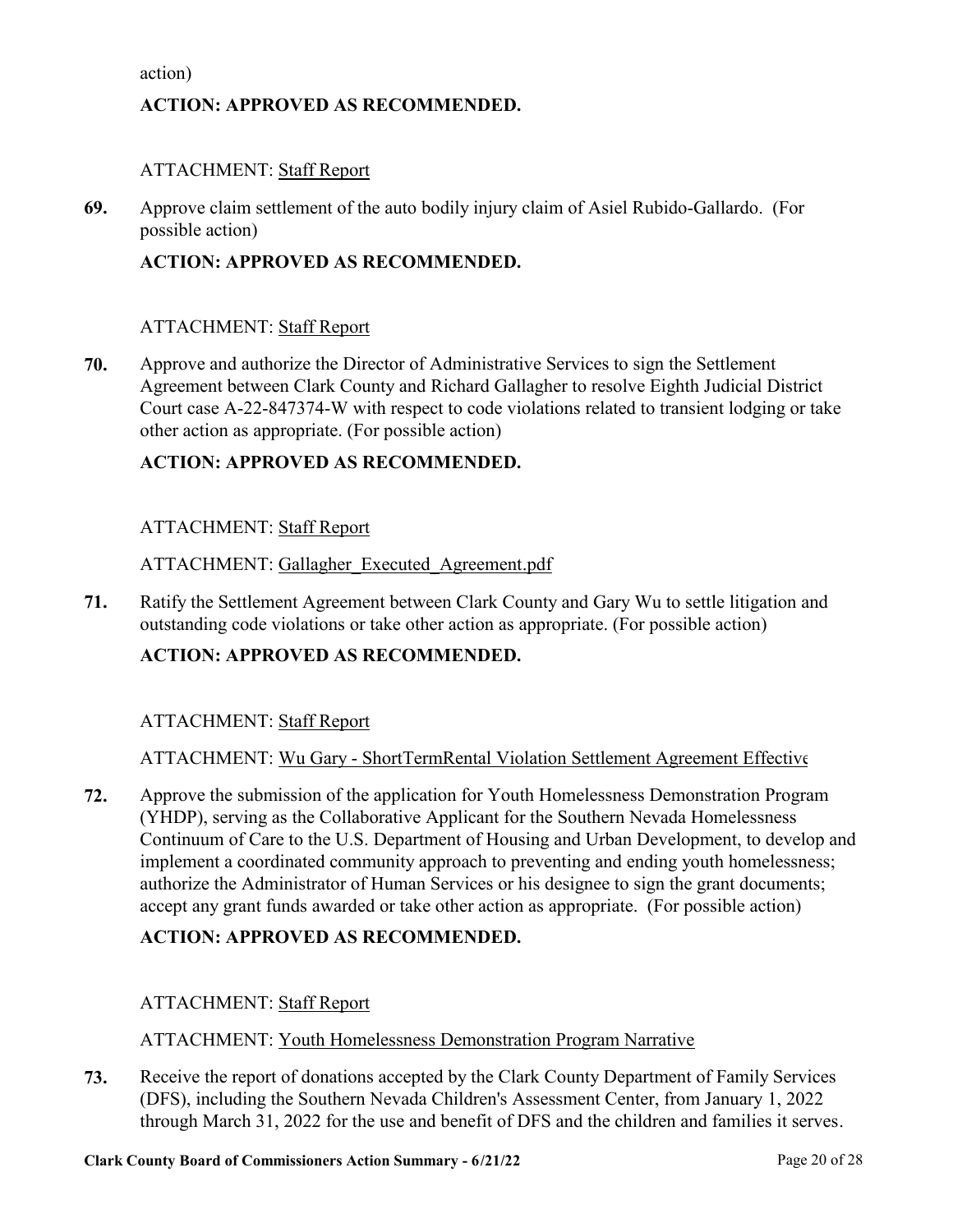action)

**ACTION: APPROVED AS RECOMMENDED.**

ATTACHMENT: Staff Report

**69.** Approve claim settlement of the auto bodily injury claim of Asiel Rubido-Gallardo. (For possible action)

**ACTION: APPROVED AS RECOMMENDED.**

ATTACHMENT: Staff Report

**70.** Approve and authorize the Director of Administrative Services to sign the Settlement Agreement between Clark County and Richard Gallagher to resolve Eighth Judicial District Court case A-22-847374-W with respect to code violations related to transient lodging or take other action as appropriate. (For possible action)

**ACTION: APPROVED AS RECOMMENDED.**

ATTACHMENT: Staff Report

ATTACHMENT: Gallagher_Executed_Agreement.pdf

**71.** Ratify the Settlement Agreement between Clark County and Gary Wu to settle litigation and outstanding code violations or take other action as appropriate. (For possible action)

**ACTION: APPROVED AS RECOMMENDED.**

ATTACHMENT: Staff Report

ATTACHMENT: Wu Gary - ShortTermRental Violation Settlement Agreement Effective

**72.** Approve the submission of the application for Youth Homelessness Demonstration Program (YHDP), serving as the Collaborative Applicant for the Southern Nevada Homelessness Continuum of Care to the U.S. Department of Housing and Urban Development, to develop and implement a coordinated community approach to preventing and ending youth homelessness; authorize the Administrator of Human Services or his designee to sign the grant documents; accept any grant funds awarded or take other action as appropriate. (For possible action)

**ACTION: APPROVED AS RECOMMENDED.**

ATTACHMENT: Staff Report

ATTACHMENT: Youth Homelessness Demonstration Program Narrative

**73.** Receive the report of donations accepted by the Clark County Department of Family Services (DFS), including the Southern Nevada Children's Assessment Center, from January 1, 2022 through March 31, 2022 for the use and benefit of DFS and the children and families it serves.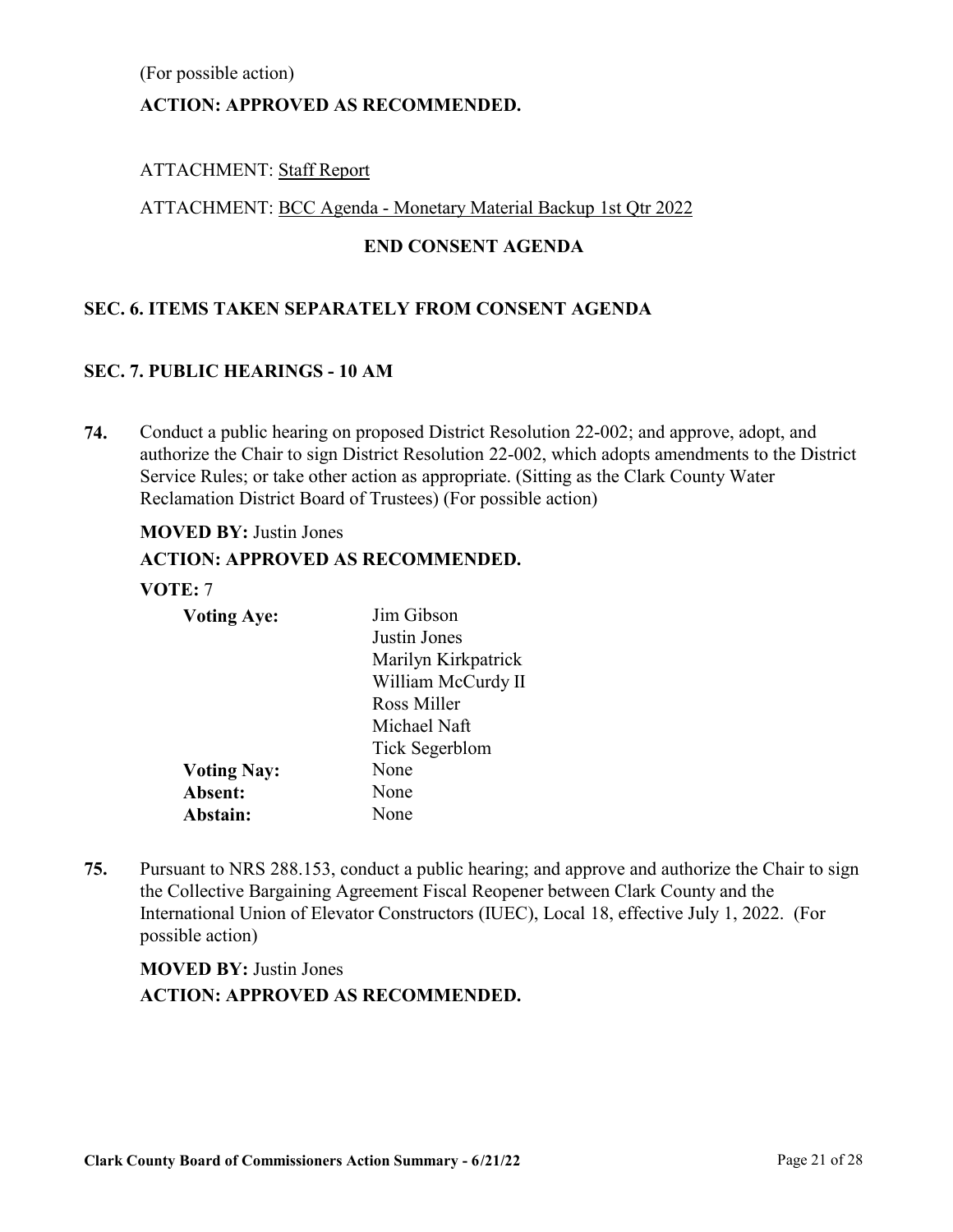(For possible action)

**ACTION: APPROVED AS RECOMMENDED.**

ATTACHMENT: Staff Report

ATTACHMENT: BCC Agenda - Monetary Material Backup 1st Qtr 2022

**END CONSENT AGENDA**

## SEC. 6. ITEMS TAKEN SEPARATELY FROM CONSENT AGENDA

## SEC. 7. PUBLIC HEARINGS - 10 AM

**74.** Conduct a public hearing on proposed District Resolution 22-002; and approve, adopt, and authorize the Chair to sign District Resolution 22-002, which adopts amendments to the District Service Rules; or take other action as appropriate. (Sitting as the Clark County Water Reclamation District Board of Trustees) (For possible action)

**MOVED BY:** Justin Jones

**ACTION: APPROVED AS RECOMMENDED.**

**VOTE:** 7

| | |
|---|---|
| **Voting Aye:** | Jim Gibson<br>Justin Jones<br>Marilyn Kirkpatrick<br>William McCurdy II<br>Ross Miller<br>Michael Naft<br>Tick Segerblom |
| **Voting Nay:** | None |
| **Absent:** | None |
| **Abstain:** | None |

**75.** Pursuant to NRS 288.153, conduct a public hearing; and approve and authorize the Chair to sign the Collective Bargaining Agreement Fiscal Reopener between Clark County and the International Union of Elevator Constructors (IUEC), Local 18, effective July 1, 2022. (For possible action)

**MOVED BY:** Justin Jones

**ACTION: APPROVED AS RECOMMENDED.**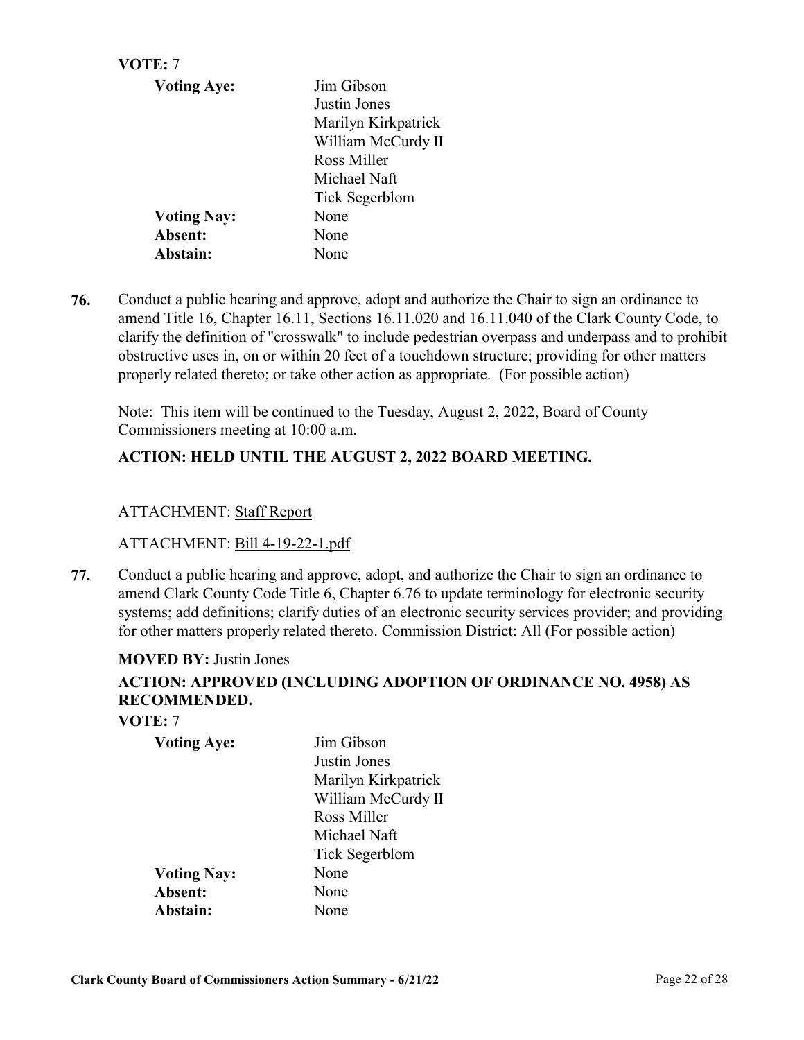**VOTE:** 7

| **Voting Aye:** | Jim Gibson<br>Justin Jones<br>Marilyn Kirkpatrick<br>William McCurdy II<br>Ross Miller<br>Michael Naft<br>Tick Segerblom |
|---|---|
| **Voting Nay:** | None |
| **Absent:** | None |
| **Abstain:** | None |

**76.** Conduct a public hearing and approve, adopt and authorize the Chair to sign an ordinance to amend Title 16, Chapter 16.11, Sections 16.11.020 and 16.11.040 of the Clark County Code, to clarify the definition of "crosswalk" to include pedestrian overpass and underpass and to prohibit obstructive uses in, on or within 20 feet of a touchdown structure; providing for other matters properly related thereto; or take other action as appropriate. (For possible action)

Note: This item will be continued to the Tuesday, August 2, 2022, Board of County Commissioners meeting at 10:00 a.m.

**ACTION: HELD UNTIL THE AUGUST 2, 2022 BOARD MEETING.**

ATTACHMENT: Staff Report

ATTACHMENT: Bill 4-19-22-1.pdf

**77.** Conduct a public hearing and approve, adopt, and authorize the Chair to sign an ordinance to amend Clark County Code Title 6, Chapter 6.76 to update terminology for electronic security systems; add definitions; clarify duties of an electronic security services provider; and providing for other matters properly related thereto. Commission District: All (For possible action)

**MOVED BY:** Justin Jones

**ACTION: APPROVED (INCLUDING ADOPTION OF ORDINANCE NO. 4958) AS RECOMMENDED.**

**VOTE:** 7

| **Voting Aye:** | Jim Gibson<br>Justin Jones<br>Marilyn Kirkpatrick<br>William McCurdy II<br>Ross Miller<br>Michael Naft<br>Tick Segerblom |
|---|---|
| **Voting Nay:** | None |
| **Absent:** | None |
| **Abstain:** | None |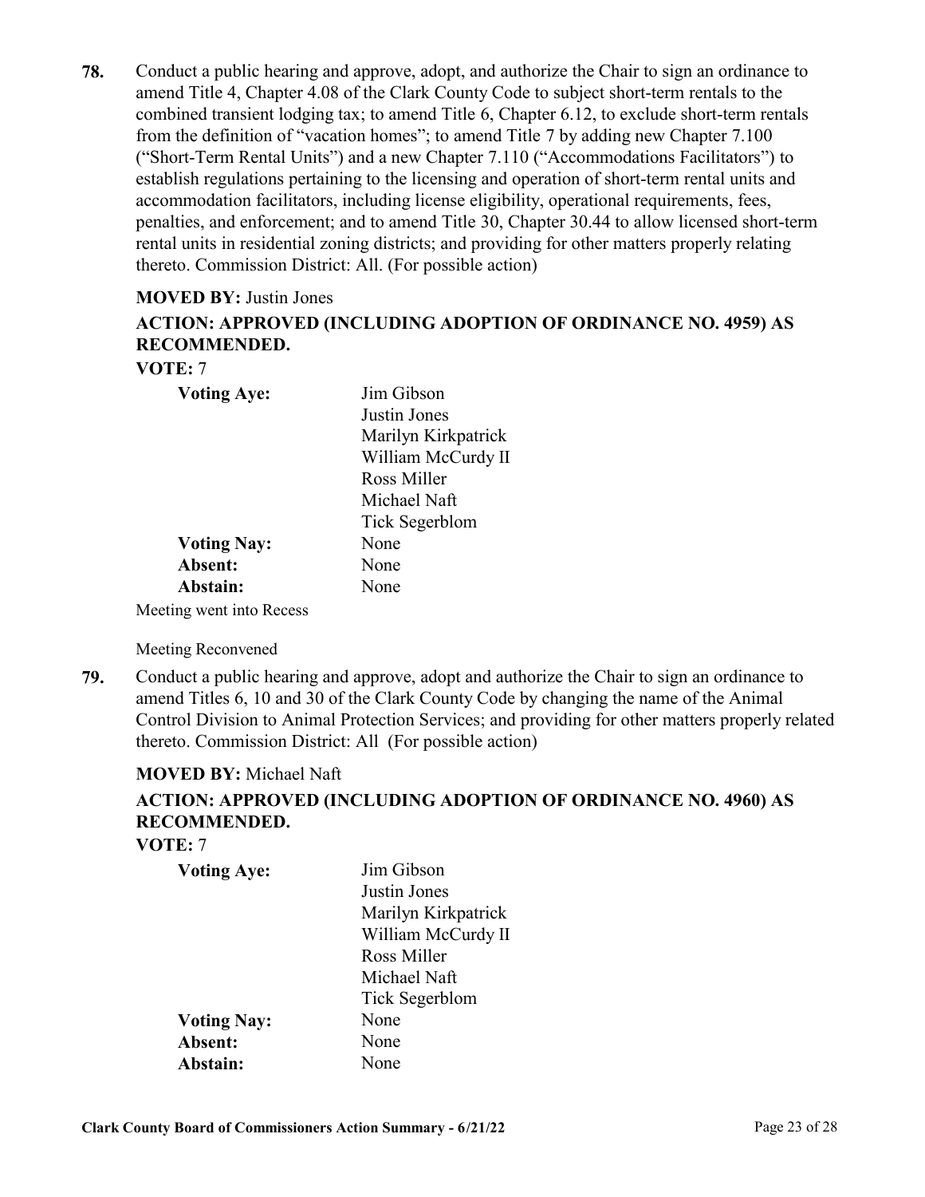**78.** Conduct a public hearing and approve, adopt, and authorize the Chair to sign an ordinance to amend Title 4, Chapter 4.08 of the Clark County Code to subject short-term rentals to the combined transient lodging tax; to amend Title 6, Chapter 6.12, to exclude short-term rentals from the definition of "vacation homes"; to amend Title 7 by adding new Chapter 7.100 ("Short-Term Rental Units") and a new Chapter 7.110 ("Accommodations Facilitators") to establish regulations pertaining to the licensing and operation of short-term rental units and accommodation facilitators, including license eligibility, operational requirements, fees, penalties, and enforcement; and to amend Title 30, Chapter 30.44 to allow licensed short-term rental units in residential zoning districts; and providing for other matters properly relating thereto. Commission District: All. (For possible action)

**MOVED BY:** Justin Jones

**ACTION: APPROVED (INCLUDING ADOPTION OF ORDINANCE NO. 4959) AS RECOMMENDED.**

**VOTE:** 7

| | |
|---|---|
| **Voting Aye:** | Jim Gibson<br>Justin Jones<br>Marilyn Kirkpatrick<br>William McCurdy II<br>Ross Miller<br>Michael Naft<br>Tick Segerblom |
| **Voting Nay:** | None |
| **Absent:** | None |
| **Abstain:** | None |

Meeting went into Recess

Meeting Reconvened

**79.** Conduct a public hearing and approve, adopt and authorize the Chair to sign an ordinance to amend Titles 6, 10 and 30 of the Clark County Code by changing the name of the Animal Control Division to Animal Protection Services; and providing for other matters properly related thereto. Commission District: All (For possible action)

**MOVED BY:** Michael Naft

**ACTION: APPROVED (INCLUDING ADOPTION OF ORDINANCE NO. 4960) AS RECOMMENDED.**

**VOTE:** 7

| | |
|---|---|
| **Voting Aye:** | Jim Gibson<br>Justin Jones<br>Marilyn Kirkpatrick<br>William McCurdy II<br>Ross Miller<br>Michael Naft<br>Tick Segerblom |
| **Voting Nay:** | None |
| **Absent:** | None |
| **Abstain:** | None |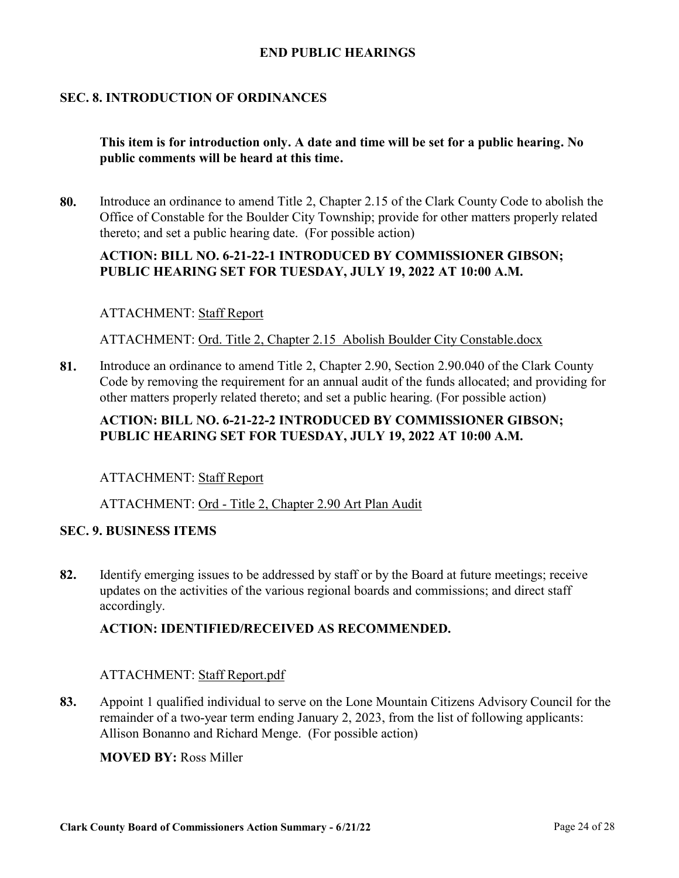**END PUBLIC HEARINGS**

## SEC. 8. INTRODUCTION OF ORDINANCES

**This item is for introduction only. A date and time will be set for a public hearing. No public comments will be heard at this time.**

**80.** Introduce an ordinance to amend Title 2, Chapter 2.15 of the Clark County Code to abolish the Office of Constable for the Boulder City Township; provide for other matters properly related thereto; and set a public hearing date. (For possible action)

**ACTION: BILL NO. 6-21-22-1 INTRODUCED BY COMMISSIONER GIBSON; PUBLIC HEARING SET FOR TUESDAY, JULY 19, 2022 AT 10:00 A.M.**

ATTACHMENT: Staff Report

ATTACHMENT: Ord. Title 2, Chapter 2.15 Abolish Boulder City Constable.docx

**81.** Introduce an ordinance to amend Title 2, Chapter 2.90, Section 2.90.040 of the Clark County Code by removing the requirement for an annual audit of the funds allocated; and providing for other matters properly related thereto; and set a public hearing. (For possible action)

**ACTION: BILL NO. 6-21-22-2 INTRODUCED BY COMMISSIONER GIBSON; PUBLIC HEARING SET FOR TUESDAY, JULY 19, 2022 AT 10:00 A.M.**

ATTACHMENT: Staff Report

ATTACHMENT: Ord - Title 2, Chapter 2.90 Art Plan Audit

## SEC. 9. BUSINESS ITEMS

**82.** Identify emerging issues to be addressed by staff or by the Board at future meetings; receive updates on the activities of the various regional boards and commissions; and direct staff accordingly.

**ACTION: IDENTIFIED/RECEIVED AS RECOMMENDED.**

ATTACHMENT: Staff Report.pdf

**83.** Appoint 1 qualified individual to serve on the Lone Mountain Citizens Advisory Council for the remainder of a two-year term ending January 2, 2023, from the list of following applicants: Allison Bonanno and Richard Menge. (For possible action)

**MOVED BY:** Ross Miller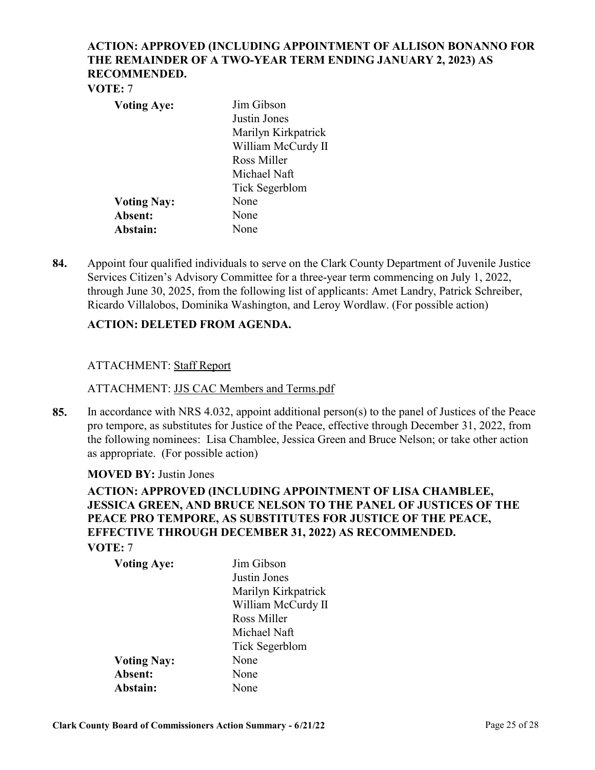**ACTION: APPROVED (INCLUDING APPOINTMENT OF ALLISON BONANNO FOR THE REMAINDER OF A TWO-YEAR TERM ENDING JANUARY 2, 2023) AS RECOMMENDED.**

**VOTE:** 7

| | |
|---|---|
| **Voting Aye:** | Jim Gibson<br>Justin Jones<br>Marilyn Kirkpatrick<br>William McCurdy II<br>Ross Miller<br>Michael Naft<br>Tick Segerblom |
| **Voting Nay:** | None |
| **Absent:** | None |
| **Abstain:** | None |

**84.** Appoint four qualified individuals to serve on the Clark County Department of Juvenile Justice Services Citizen's Advisory Committee for a three-year term commencing on July 1, 2022, through June 30, 2025, from the following list of applicants: Amet Landry, Patrick Schreiber, Ricardo Villalobos, Dominika Washington, and Leroy Wordlaw. (For possible action)

**ACTION: DELETED FROM AGENDA.**

ATTACHMENT: Staff Report

ATTACHMENT: JJS CAC Members and Terms.pdf

**85.** In accordance with NRS 4.032, appoint additional person(s) to the panel of Justices of the Peace pro tempore, as substitutes for Justice of the Peace, effective through December 31, 2022, from the following nominees: Lisa Chamblee, Jessica Green and Bruce Nelson; or take other action as appropriate. (For possible action)

**MOVED BY:** Justin Jones

**ACTION: APPROVED (INCLUDING APPOINTMENT OF LISA CHAMBLEE, JESSICA GREEN, AND BRUCE NELSON TO THE PANEL OF JUSTICES OF THE PEACE PRO TEMPORE, AS SUBSTITUTES FOR JUSTICE OF THE PEACE, EFFECTIVE THROUGH DECEMBER 31, 2022) AS RECOMMENDED.**

**VOTE:** 7

| | |
|---|---|
| **Voting Aye:** | Jim Gibson<br>Justin Jones<br>Marilyn Kirkpatrick<br>William McCurdy II<br>Ross Miller<br>Michael Naft<br>Tick Segerblom |
| **Voting Nay:** | None |
| **Absent:** | None |
| **Abstain:** | None |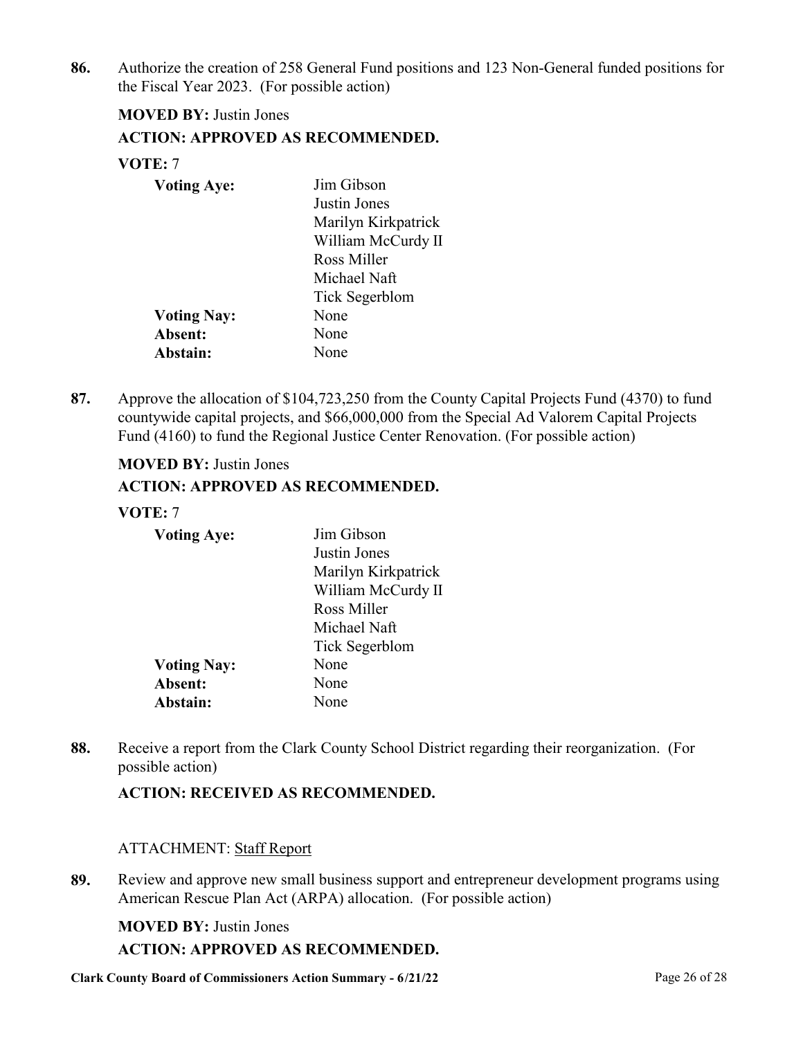**86.** Authorize the creation of 258 General Fund positions and 123 Non-General funded positions for the Fiscal Year 2023. (For possible action)

**MOVED BY:** Justin Jones

**ACTION: APPROVED AS RECOMMENDED.**

**VOTE:** 7

| | |
|---|---|
| **Voting Aye:** | Jim Gibson<br>Justin Jones<br>Marilyn Kirkpatrick<br>William McCurdy II<br>Ross Miller<br>Michael Naft<br>Tick Segerblom |
| **Voting Nay:** | None |
| **Absent:** | None |
| **Abstain:** | None |

**87.** Approve the allocation of $104,723,250 from the County Capital Projects Fund (4370) to fund countywide capital projects, and $66,000,000 from the Special Ad Valorem Capital Projects Fund (4160) to fund the Regional Justice Center Renovation. (For possible action)

**MOVED BY:** Justin Jones

**ACTION: APPROVED AS RECOMMENDED.**

**VOTE:** 7

| | |
|---|---|
| **Voting Aye:** | Jim Gibson<br>Justin Jones<br>Marilyn Kirkpatrick<br>William McCurdy II<br>Ross Miller<br>Michael Naft<br>Tick Segerblom |
| **Voting Nay:** | None |
| **Absent:** | None |
| **Abstain:** | None |

**88.** Receive a report from the Clark County School District regarding their reorganization. (For possible action)

**ACTION: RECEIVED AS RECOMMENDED.**

ATTACHMENT: Staff Report

**89.** Review and approve new small business support and entrepreneur development programs using American Rescue Plan Act (ARPA) allocation. (For possible action)

**MOVED BY:** Justin Jones

**ACTION: APPROVED AS RECOMMENDED.**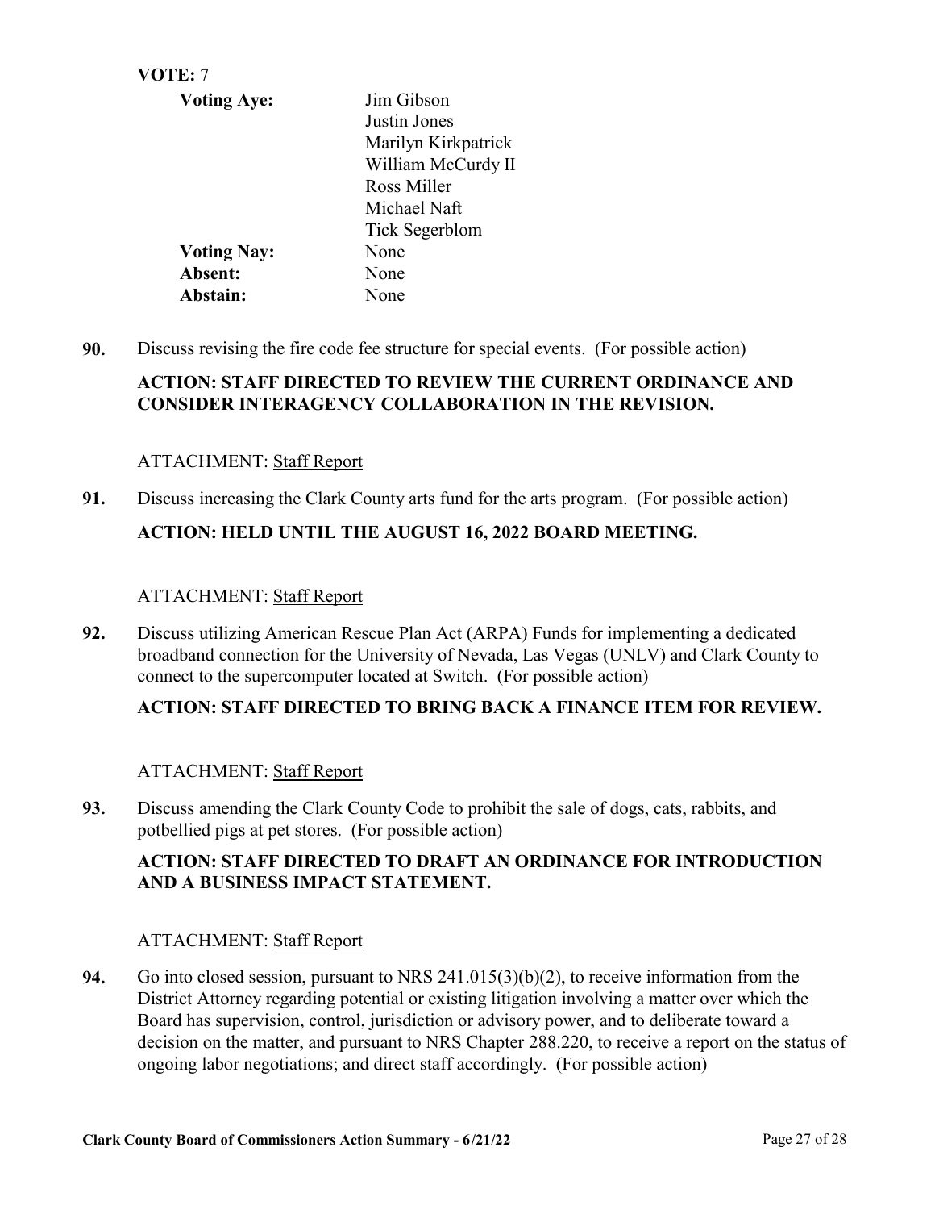**VOTE:** 7

| | |
|---|---|
| **Voting Aye:** | Jim Gibson<br>Justin Jones<br>Marilyn Kirkpatrick<br>William McCurdy II<br>Ross Miller<br>Michael Naft<br>Tick Segerblom |
| **Voting Nay:** | None |
| **Absent:** | None |
| **Abstain:** | None |

**90.** Discuss revising the fire code fee structure for special events. (For possible action)

**ACTION: STAFF DIRECTED TO REVIEW THE CURRENT ORDINANCE AND CONSIDER INTERAGENCY COLLABORATION IN THE REVISION.**

ATTACHMENT: Staff Report

**91.** Discuss increasing the Clark County arts fund for the arts program. (For possible action)

**ACTION: HELD UNTIL THE AUGUST 16, 2022 BOARD MEETING.**

ATTACHMENT: Staff Report

**92.** Discuss utilizing American Rescue Plan Act (ARPA) Funds for implementing a dedicated broadband connection for the University of Nevada, Las Vegas (UNLV) and Clark County to connect to the supercomputer located at Switch. (For possible action)

**ACTION: STAFF DIRECTED TO BRING BACK A FINANCE ITEM FOR REVIEW.**

ATTACHMENT: Staff Report

**93.** Discuss amending the Clark County Code to prohibit the sale of dogs, cats, rabbits, and potbellied pigs at pet stores. (For possible action)

**ACTION: STAFF DIRECTED TO DRAFT AN ORDINANCE FOR INTRODUCTION AND A BUSINESS IMPACT STATEMENT.**

ATTACHMENT: Staff Report

**94.** Go into closed session, pursuant to NRS 241.015(3)(b)(2), to receive information from the District Attorney regarding potential or existing litigation involving a matter over which the Board has supervision, control, jurisdiction or advisory power, and to deliberate toward a decision on the matter, and pursuant to NRS Chapter 288.220, to receive a report on the status of ongoing labor negotiations; and direct staff accordingly. (For possible action)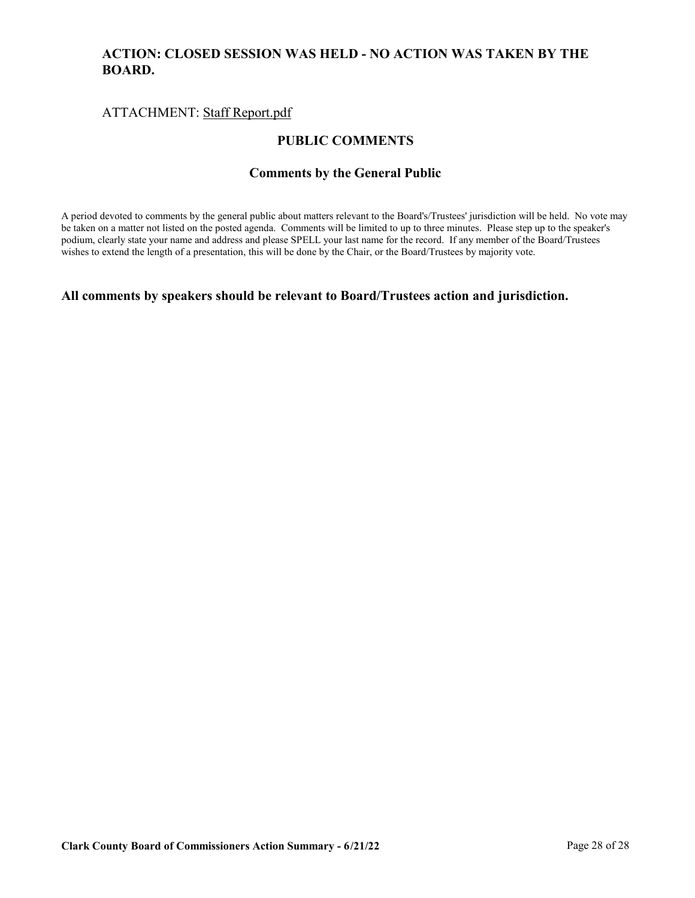**ACTION: CLOSED SESSION WAS HELD - NO ACTION WAS TAKEN BY THE BOARD.**

ATTACHMENT: Staff Report.pdf

## PUBLIC COMMENTS

### Comments by the General Public

A period devoted to comments by the general public about matters relevant to the Board's/Trustees' jurisdiction will be held. No vote may be taken on a matter not listed on the posted agenda. Comments will be limited to up to three minutes. Please step up to the speaker's podium, clearly state your name and address and please SPELL your last name for the record. If any member of the Board/Trustees wishes to extend the length of a presentation, this will be done by the Chair, or the Board/Trustees by majority vote.

**All comments by speakers should be relevant to Board/Trustees action and jurisdiction.**